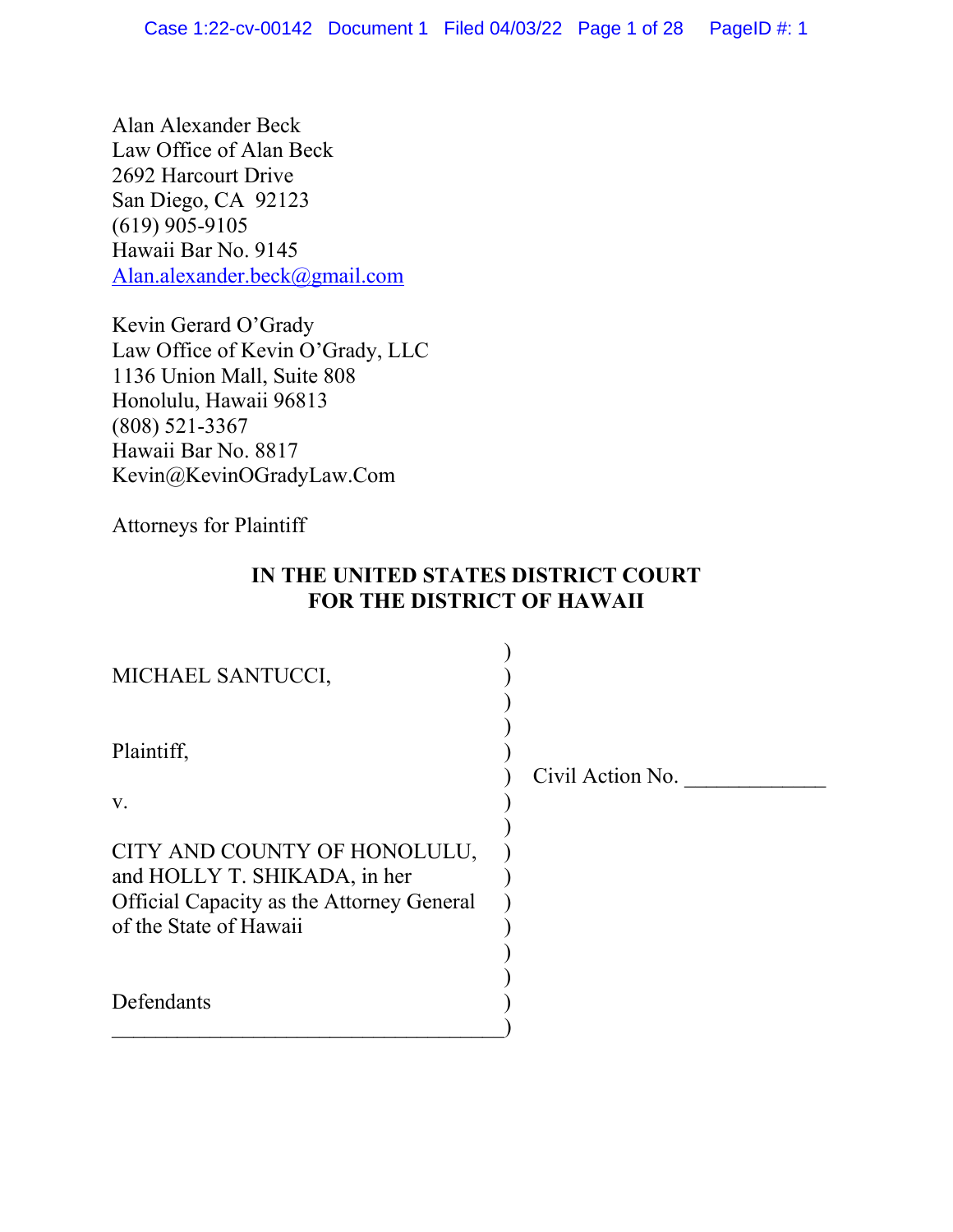Alan Alexander Beck
Law Office of Alan Beck
2692 Harcourt Drive
San Diego, CA 92123
(619) 905-9105
Hawaii Bar No. 9145
Alan.alexander.beck@gmail.com

Kevin Gerard O'Grady
Law Office of Kevin O'Grady, LLC
1136 Union Mall, Suite 808
Honolulu, Hawaii 96813
(808) 521-3367
Hawaii Bar No. 8817
Kevin@KevinOGradyLaw.Com

Attorneys for Plaintiff

**IN THE UNITED STATES DISTRICT COURT**
**FOR THE DISTRICT OF HAWAII**

| | |
|---|---|
| MICHAEL SANTUCCI,<br><br>Plaintiff,<br><br>v.<br><br>CITY AND COUNTY OF HONOLULU, and HOLLY T. SHIKADA, in her Official Capacity as the Attorney General of the State of Hawaii<br><br>Defendants | Civil Action No. ____________ |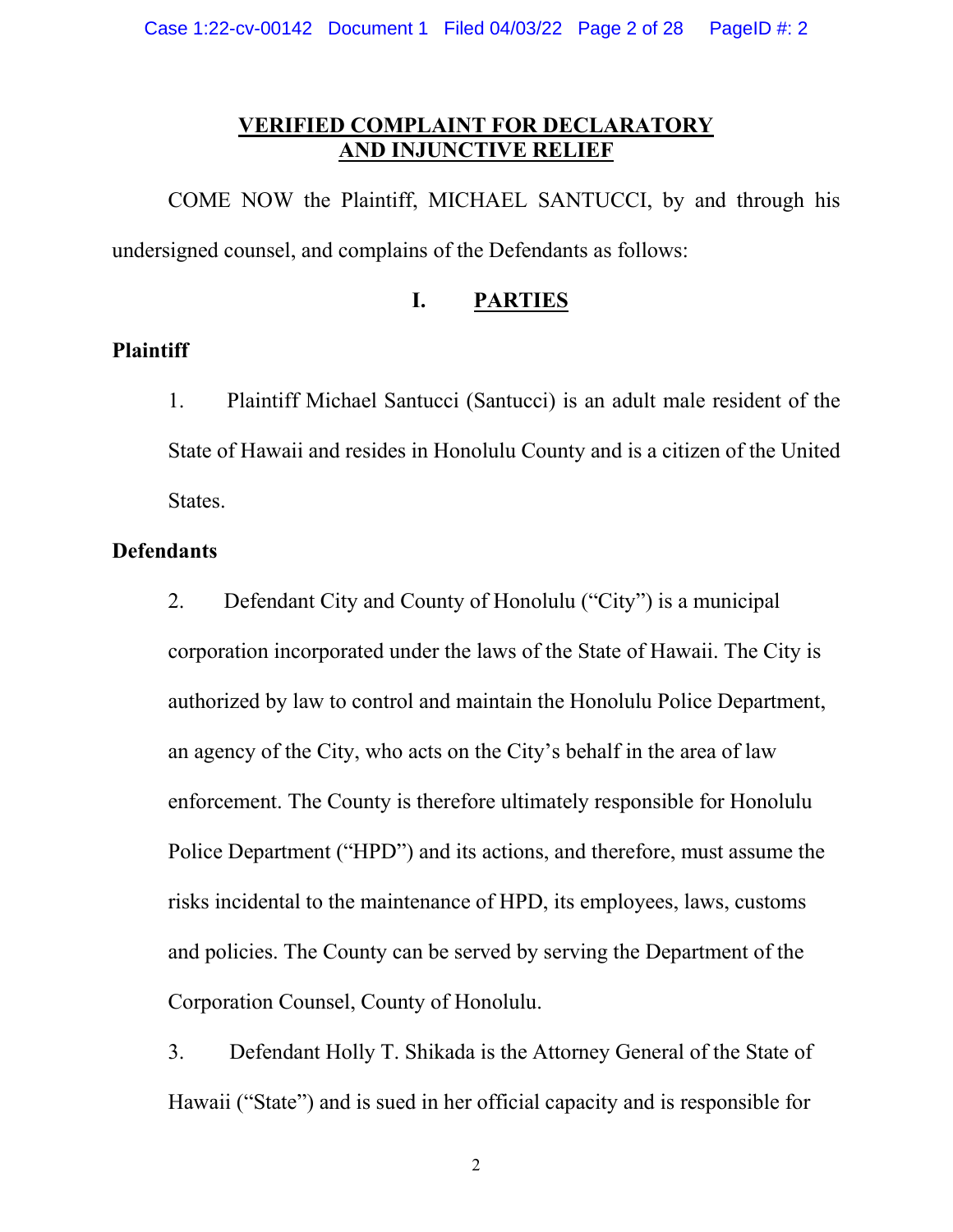## VERIFIED COMPLAINT FOR DECLARATORY AND INJUNCTIVE RELIEF

COME NOW the Plaintiff, MICHAEL SANTUCCI, by and through his undersigned counsel, and complains of the Defendants as follows:

## I. PARTIES

**Plaintiff**

1. Plaintiff Michael Santucci (Santucci) is an adult male resident of the State of Hawaii and resides in Honolulu County and is a citizen of the United States.

**Defendants**

2. Defendant City and County of Honolulu ("City") is a municipal corporation incorporated under the laws of the State of Hawaii. The City is authorized by law to control and maintain the Honolulu Police Department, an agency of the City, who acts on the City's behalf in the area of law enforcement. The County is therefore ultimately responsible for Honolulu Police Department ("HPD") and its actions, and therefore, must assume the risks incidental to the maintenance of HPD, its employees, laws, customs and policies. The County can be served by serving the Department of the Corporation Counsel, County of Honolulu.

3. Defendant Holly T. Shikada is the Attorney General of the State of Hawaii ("State") and is sued in her official capacity and is responsible for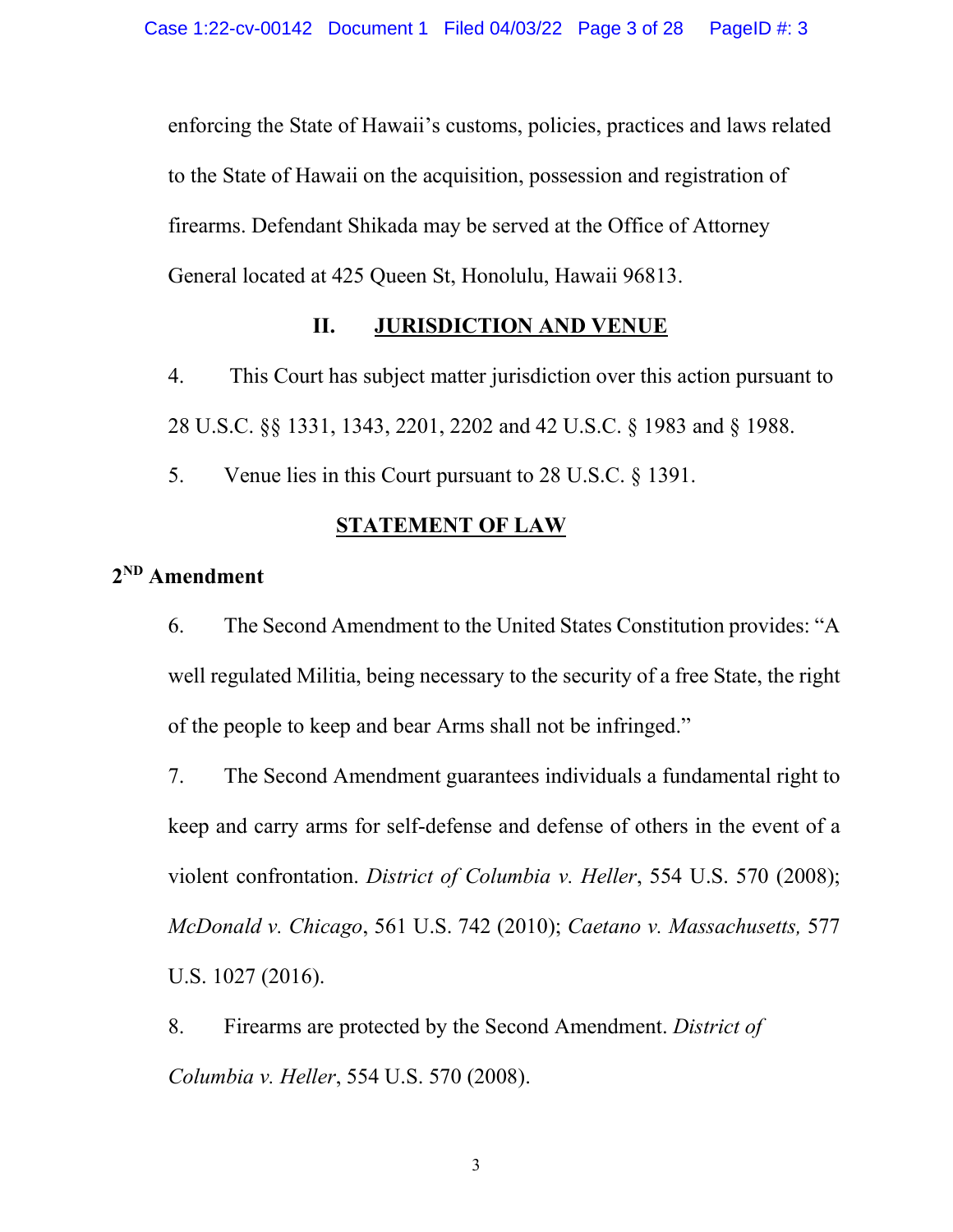enforcing the State of Hawaii's customs, policies, practices and laws related to the State of Hawaii on the acquisition, possession and registration of firearms. Defendant Shikada may be served at the Office of Attorney General located at 425 Queen St, Honolulu, Hawaii 96813.

## II. JURISDICTION AND VENUE

4. This Court has subject matter jurisdiction over this action pursuant to 28 U.S.C. §§ 1331, 1343, 2201, 2202 and 42 U.S.C. § 1983 and § 1988.

5. Venue lies in this Court pursuant to 28 U.S.C. § 1391.

## STATEMENT OF LAW

### 2ND Amendment

6. The Second Amendment to the United States Constitution provides: "A well regulated Militia, being necessary to the security of a free State, the right of the people to keep and bear Arms shall not be infringed."

7. The Second Amendment guarantees individuals a fundamental right to keep and carry arms for self-defense and defense of others in the event of a violent confrontation. *District of Columbia v. Heller*, 554 U.S. 570 (2008); *McDonald v. Chicago*, 561 U.S. 742 (2010); *Caetano v. Massachusetts,* 577 U.S. 1027 (2016).

8. Firearms are protected by the Second Amendment. *District of Columbia v. Heller*, 554 U.S. 570 (2008).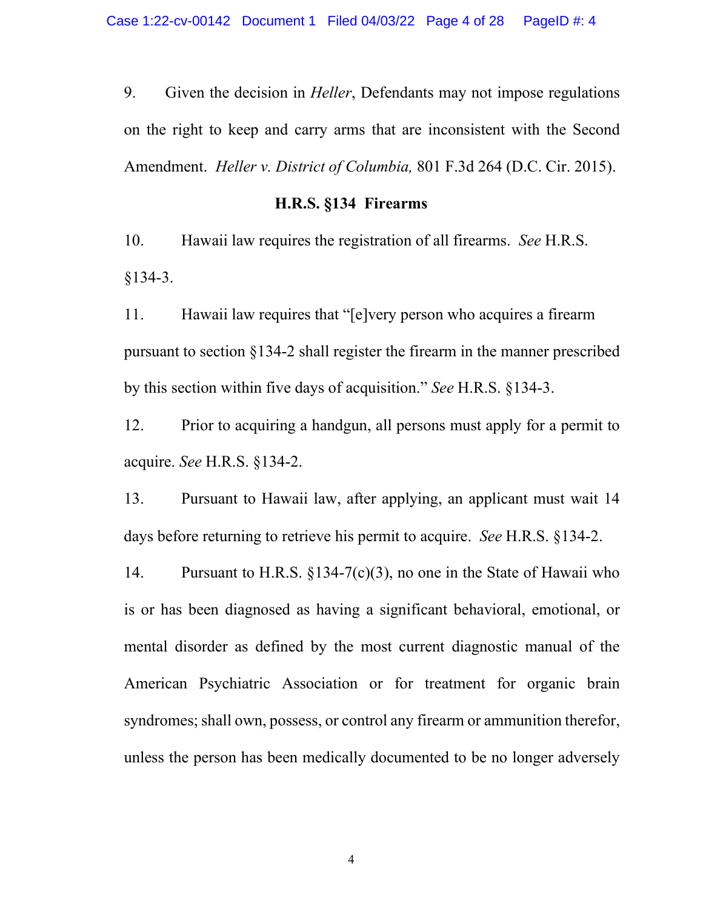9. Given the decision in *Heller*, Defendants may not impose regulations on the right to keep and carry arms that are inconsistent with the Second Amendment. *Heller v. District of Columbia,* 801 F.3d 264 (D.C. Cir. 2015).

**H.R.S. §134 Firearms**

10. Hawaii law requires the registration of all firearms. *See* H.R.S. §134-3.

11. Hawaii law requires that "[e]very person who acquires a firearm pursuant to section §134-2 shall register the firearm in the manner prescribed by this section within five days of acquisition." *See* H.R.S. §134-3.

12. Prior to acquiring a handgun, all persons must apply for a permit to acquire. *See* H.R.S. §134-2.

13. Pursuant to Hawaii law, after applying, an applicant must wait 14 days before returning to retrieve his permit to acquire. *See* H.R.S. §134-2.

14. Pursuant to H.R.S. §134-7(c)(3), no one in the State of Hawaii who is or has been diagnosed as having a significant behavioral, emotional, or mental disorder as defined by the most current diagnostic manual of the American Psychiatric Association or for treatment for organic brain syndromes; shall own, possess, or control any firearm or ammunition therefor, unless the person has been medically documented to be no longer adversely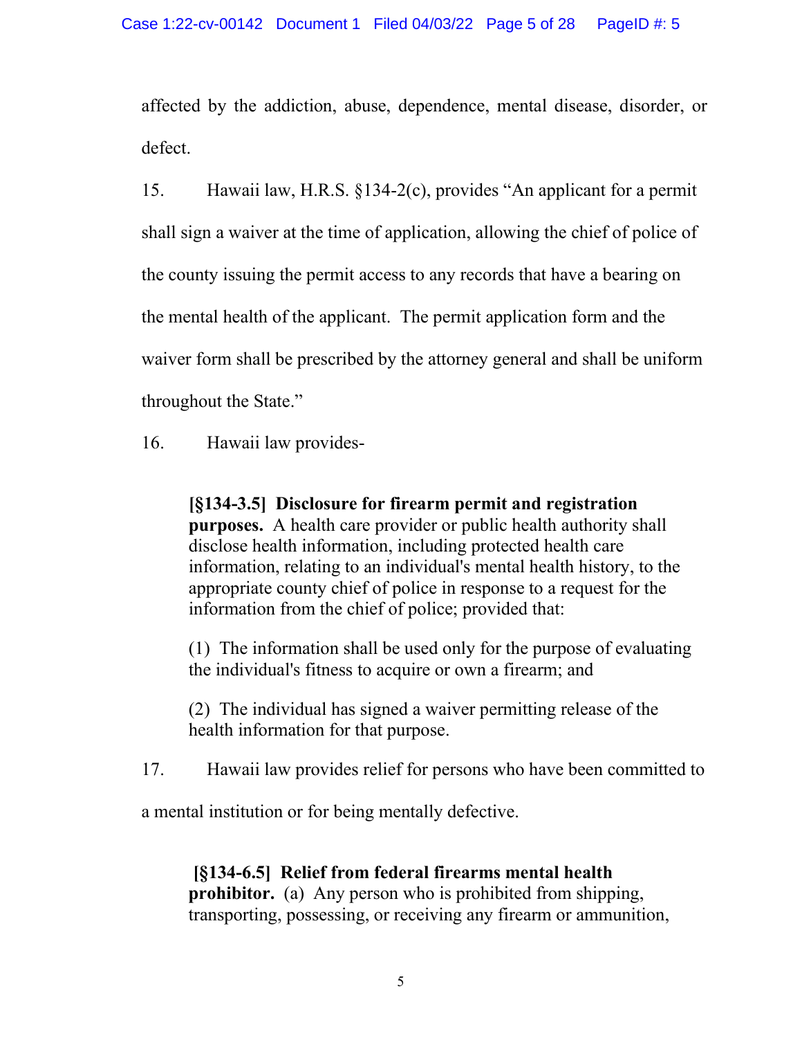affected by the addiction, abuse, dependence, mental disease, disorder, or defect.

15. Hawaii law, H.R.S. §134-2(c), provides "An applicant for a permit shall sign a waiver at the time of application, allowing the chief of police of the county issuing the permit access to any records that have a bearing on the mental health of the applicant. The permit application form and the waiver form shall be prescribed by the attorney general and shall be uniform throughout the State."

16. Hawaii law provides-

> **[§134-3.5] Disclosure for firearm permit and registration purposes.** A health care provider or public health authority shall disclose health information, including protected health care information, relating to an individual's mental health history, to the appropriate county chief of police in response to a request for the information from the chief of police; provided that:
>
> (1) The information shall be used only for the purpose of evaluating the individual's fitness to acquire or own a firearm; and
>
> (2) The individual has signed a waiver permitting release of the health information for that purpose.

17. Hawaii law provides relief for persons who have been committed to a mental institution or for being mentally defective.

> **[§134-6.5] Relief from federal firearms mental health prohibitor.** (a) Any person who is prohibited from shipping, transporting, possessing, or receiving any firearm or ammunition,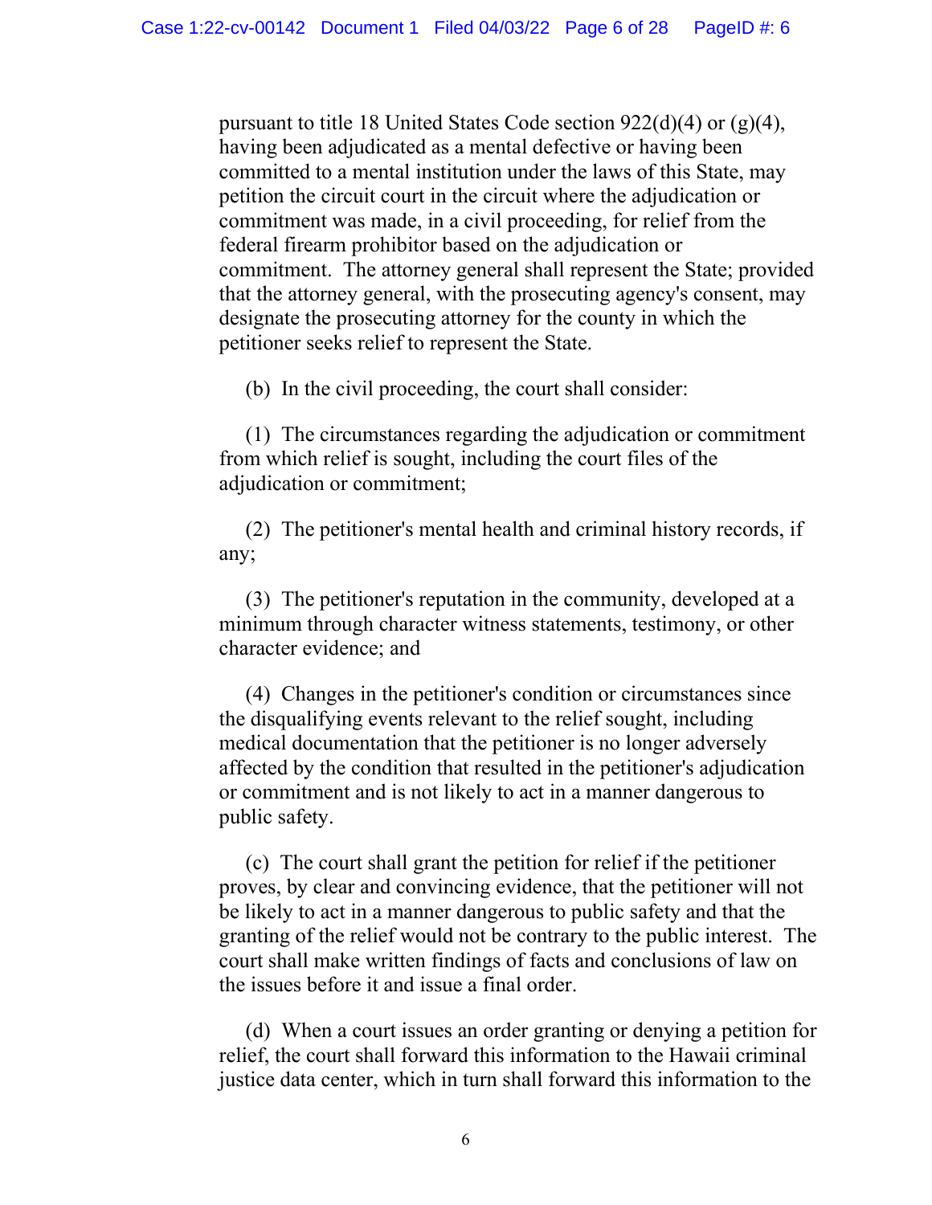pursuant to title 18 United States Code section 922(d)(4) or (g)(4), having been adjudicated as a mental defective or having been committed to a mental institution under the laws of this State, may petition the circuit court in the circuit where the adjudication or commitment was made, in a civil proceeding, for relief from the federal firearm prohibitor based on the adjudication or commitment. The attorney general shall represent the State; provided that the attorney general, with the prosecuting agency's consent, may designate the prosecuting attorney for the county in which the petitioner seeks relief to represent the State.

(b) In the civil proceeding, the court shall consider:

(1) The circumstances regarding the adjudication or commitment from which relief is sought, including the court files of the adjudication or commitment;

(2) The petitioner's mental health and criminal history records, if any;

(3) The petitioner's reputation in the community, developed at a minimum through character witness statements, testimony, or other character evidence; and

(4) Changes in the petitioner's condition or circumstances since the disqualifying events relevant to the relief sought, including medical documentation that the petitioner is no longer adversely affected by the condition that resulted in the petitioner's adjudication or commitment and is not likely to act in a manner dangerous to public safety.

(c) The court shall grant the petition for relief if the petitioner proves, by clear and convincing evidence, that the petitioner will not be likely to act in a manner dangerous to public safety and that the granting of the relief would not be contrary to the public interest. The court shall make written findings of facts and conclusions of law on the issues before it and issue a final order.

(d) When a court issues an order granting or denying a petition for relief, the court shall forward this information to the Hawaii criminal justice data center, which in turn shall forward this information to the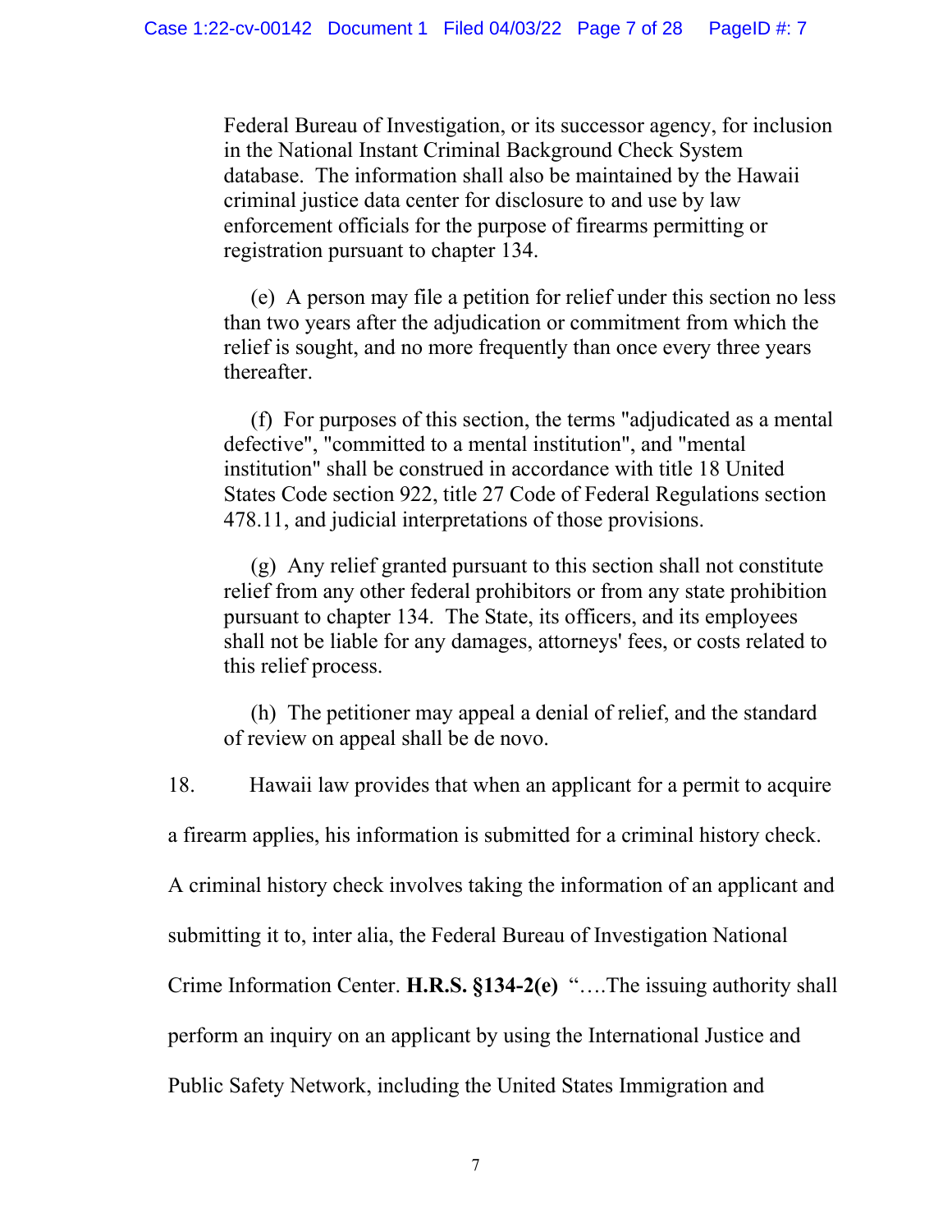Federal Bureau of Investigation, or its successor agency, for inclusion in the National Instant Criminal Background Check System database. The information shall also be maintained by the Hawaii criminal justice data center for disclosure to and use by law enforcement officials for the purpose of firearms permitting or registration pursuant to chapter 134.

(e) A person may file a petition for relief under this section no less than two years after the adjudication or commitment from which the relief is sought, and no more frequently than once every three years thereafter.

(f) For purposes of this section, the terms "adjudicated as a mental defective", "committed to a mental institution", and "mental institution" shall be construed in accordance with title 18 United States Code section 922, title 27 Code of Federal Regulations section 478.11, and judicial interpretations of those provisions.

(g) Any relief granted pursuant to this section shall not constitute relief from any other federal prohibitors or from any state prohibition pursuant to chapter 134. The State, its officers, and its employees shall not be liable for any damages, attorneys' fees, or costs related to this relief process.

(h) The petitioner may appeal a denial of relief, and the standard of review on appeal shall be de novo.

18. Hawaii law provides that when an applicant for a permit to acquire a firearm applies, his information is submitted for a criminal history check. A criminal history check involves taking the information of an applicant and submitting it to, inter alia, the Federal Bureau of Investigation National Crime Information Center. **H.R.S. §134-2(e)** "….The issuing authority shall perform an inquiry on an applicant by using the International Justice and Public Safety Network, including the United States Immigration and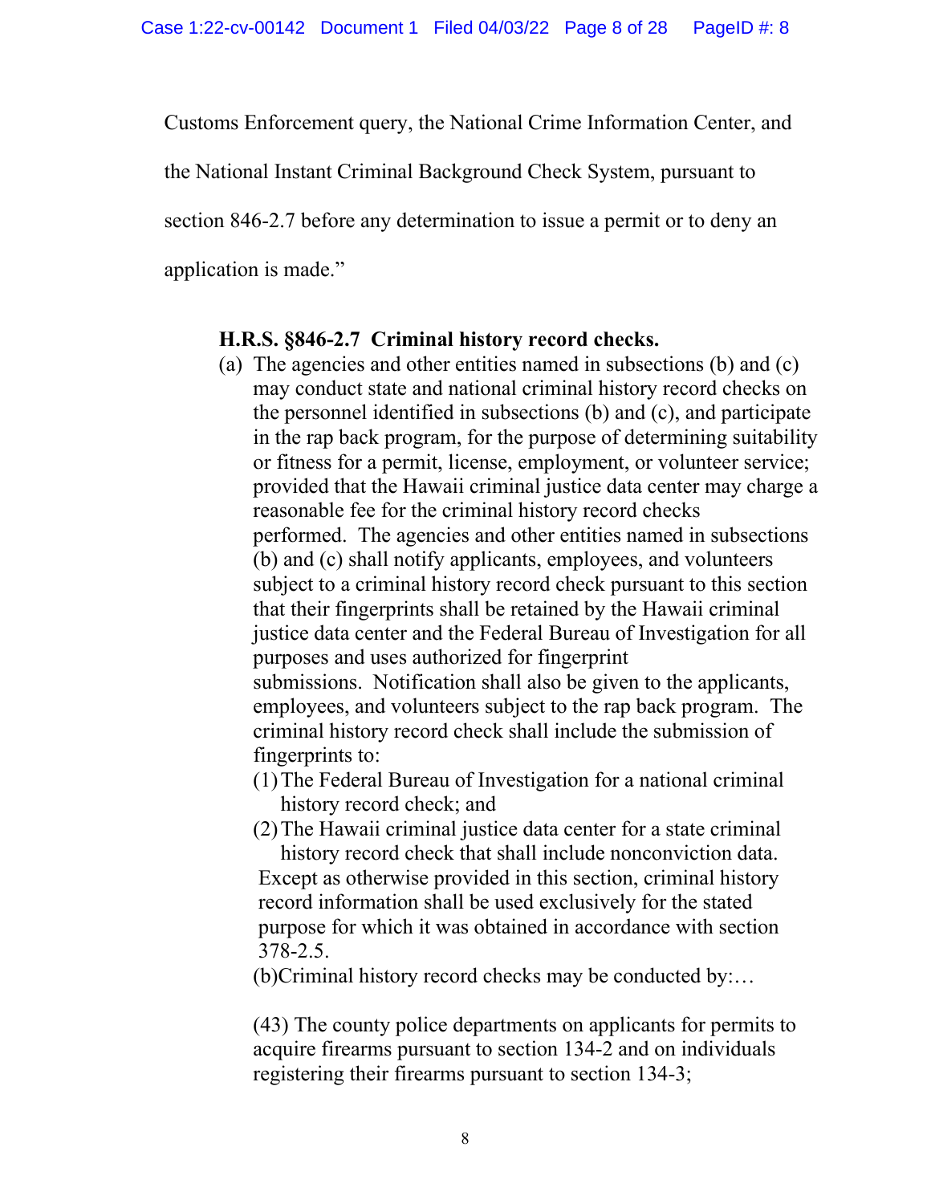Customs Enforcement query, the National Crime Information Center, and the National Instant Criminal Background Check System, pursuant to section 846-2.7 before any determination to issue a permit or to deny an application is made."

**H.R.S. §846-2.7 Criminal history record checks.**

(a) The agencies and other entities named in subsections (b) and (c) may conduct state and national criminal history record checks on the personnel identified in subsections (b) and (c), and participate in the rap back program, for the purpose of determining suitability or fitness for a permit, license, employment, or volunteer service; provided that the Hawaii criminal justice data center may charge a reasonable fee for the criminal history record checks performed. The agencies and other entities named in subsections (b) and (c) shall notify applicants, employees, and volunteers subject to a criminal history record check pursuant to this section that their fingerprints shall be retained by the Hawaii criminal justice data center and the Federal Bureau of Investigation for all purposes and uses authorized for fingerprint submissions. Notification shall also be given to the applicants, employees, and volunteers subject to the rap back program. The criminal history record check shall include the submission of fingerprints to:

(1) The Federal Bureau of Investigation for a national criminal history record check; and

(2) The Hawaii criminal justice data center for a state criminal history record check that shall include nonconviction data.

Except as otherwise provided in this section, criminal history record information shall be used exclusively for the stated purpose for which it was obtained in accordance with section 378-2.5.

(b) Criminal history record checks may be conducted by:…

(43) The county police departments on applicants for permits to acquire firearms pursuant to section 134-2 and on individuals registering their firearms pursuant to section 134-3;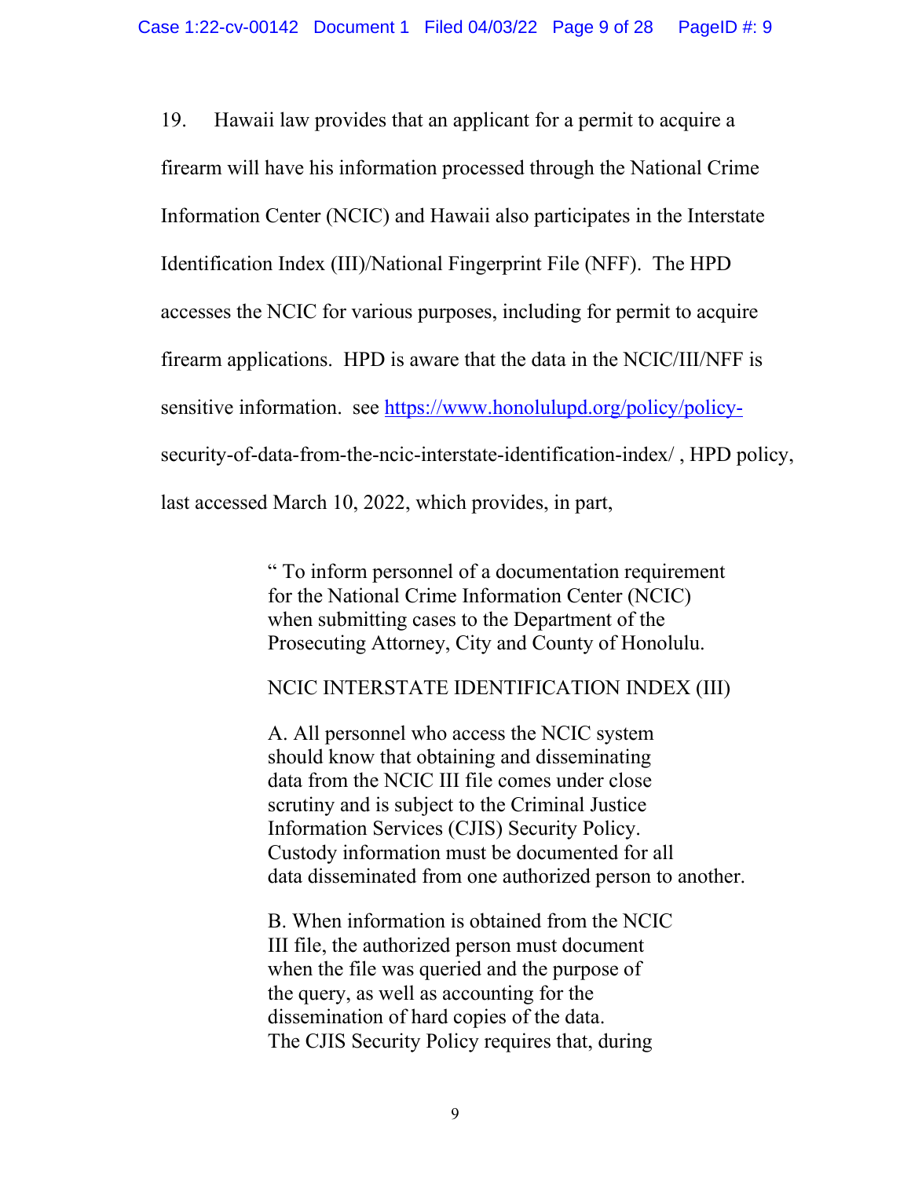19. Hawaii law provides that an applicant for a permit to acquire a firearm will have his information processed through the National Crime Information Center (NCIC) and Hawaii also participates in the Interstate Identification Index (III)/National Fingerprint File (NFF). The HPD accesses the NCIC for various purposes, including for permit to acquire firearm applications. HPD is aware that the data in the NCIC/III/NFF is sensitive information. see [https://www.honolulupd.org/policy/policy-](https://www.honolulupd.org/policy/policy-security-of-data-from-the-ncic-interstate-identification-index/)security-of-data-from-the-ncic-interstate-identification-index/ , HPD policy, last accessed March 10, 2022, which provides, in part,

> " To inform personnel of a documentation requirement for the National Crime Information Center (NCIC) when submitting cases to the Department of the Prosecuting Attorney, City and County of Honolulu.
>
> NCIC INTERSTATE IDENTIFICATION INDEX (III)
>
> A. All personnel who access the NCIC system should know that obtaining and disseminating data from the NCIC III file comes under close scrutiny and is subject to the Criminal Justice Information Services (CJIS) Security Policy. Custody information must be documented for all data disseminated from one authorized person to another.
>
> B. When information is obtained from the NCIC III file, the authorized person must document when the file was queried and the purpose of the query, as well as accounting for the dissemination of hard copies of the data. The CJIS Security Policy requires that, during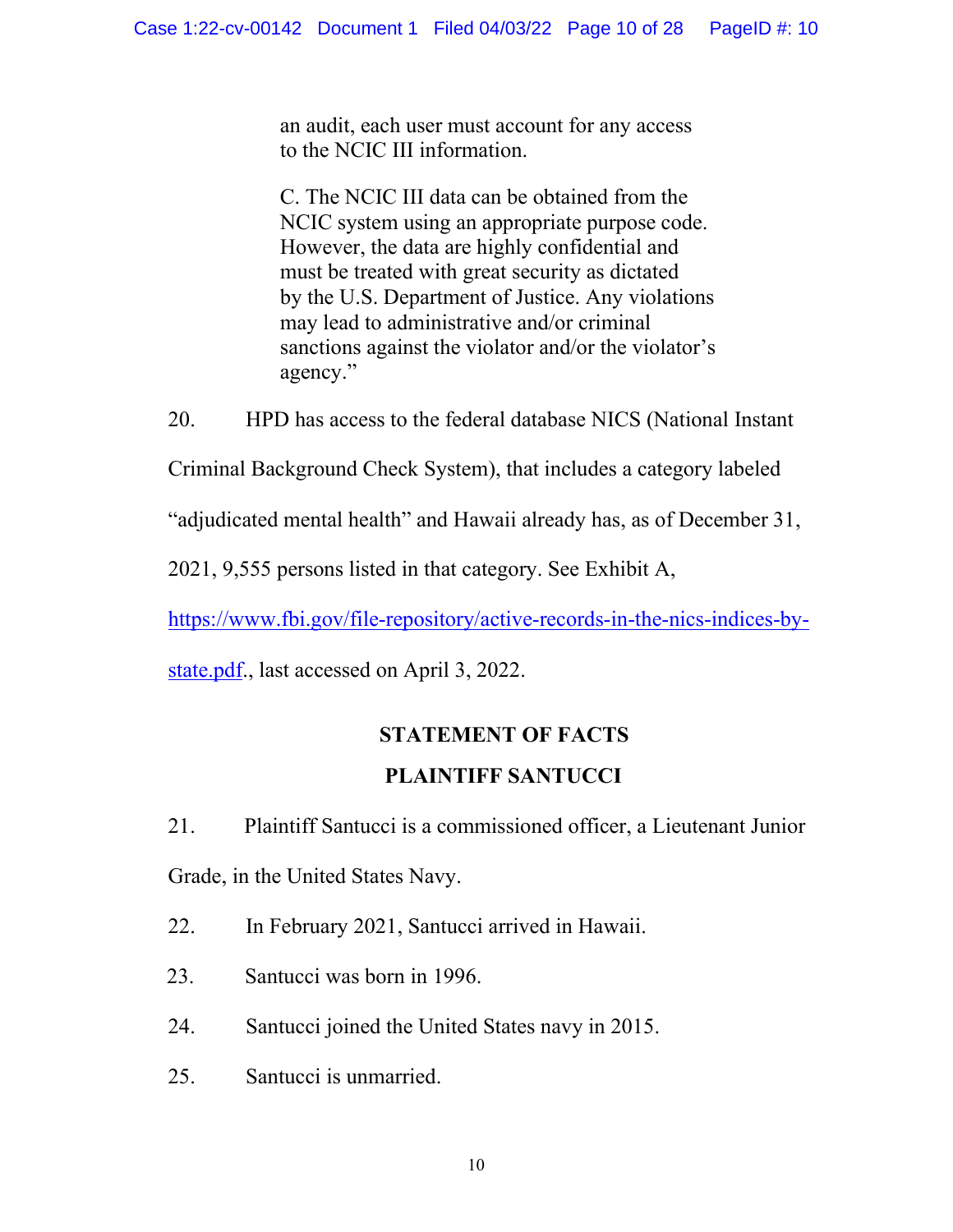> an audit, each user must account for any access to the NCIC III information.
>
> C. The NCIC III data can be obtained from the NCIC system using an appropriate purpose code. However, the data are highly confidential and must be treated with great security as dictated by the U.S. Department of Justice. Any violations may lead to administrative and/or criminal sanctions against the violator and/or the violator's agency."

20. HPD has access to the federal database NICS (National Instant Criminal Background Check System), that includes a category labeled "adjudicated mental health" and Hawaii already has, as of December 31, 2021, 9,555 persons listed in that category. See Exhibit A, https://www.fbi.gov/file-repository/active-records-in-the-nics-indices-by-state.pdf., last accessed on April 3, 2022.

## STATEMENT OF FACTS

## PLAINTIFF SANTUCCI

21. Plaintiff Santucci is a commissioned officer, a Lieutenant Junior Grade, in the United States Navy.

22. In February 2021, Santucci arrived in Hawaii.

23. Santucci was born in 1996.

24. Santucci joined the United States navy in 2015.

25. Santucci is unmarried.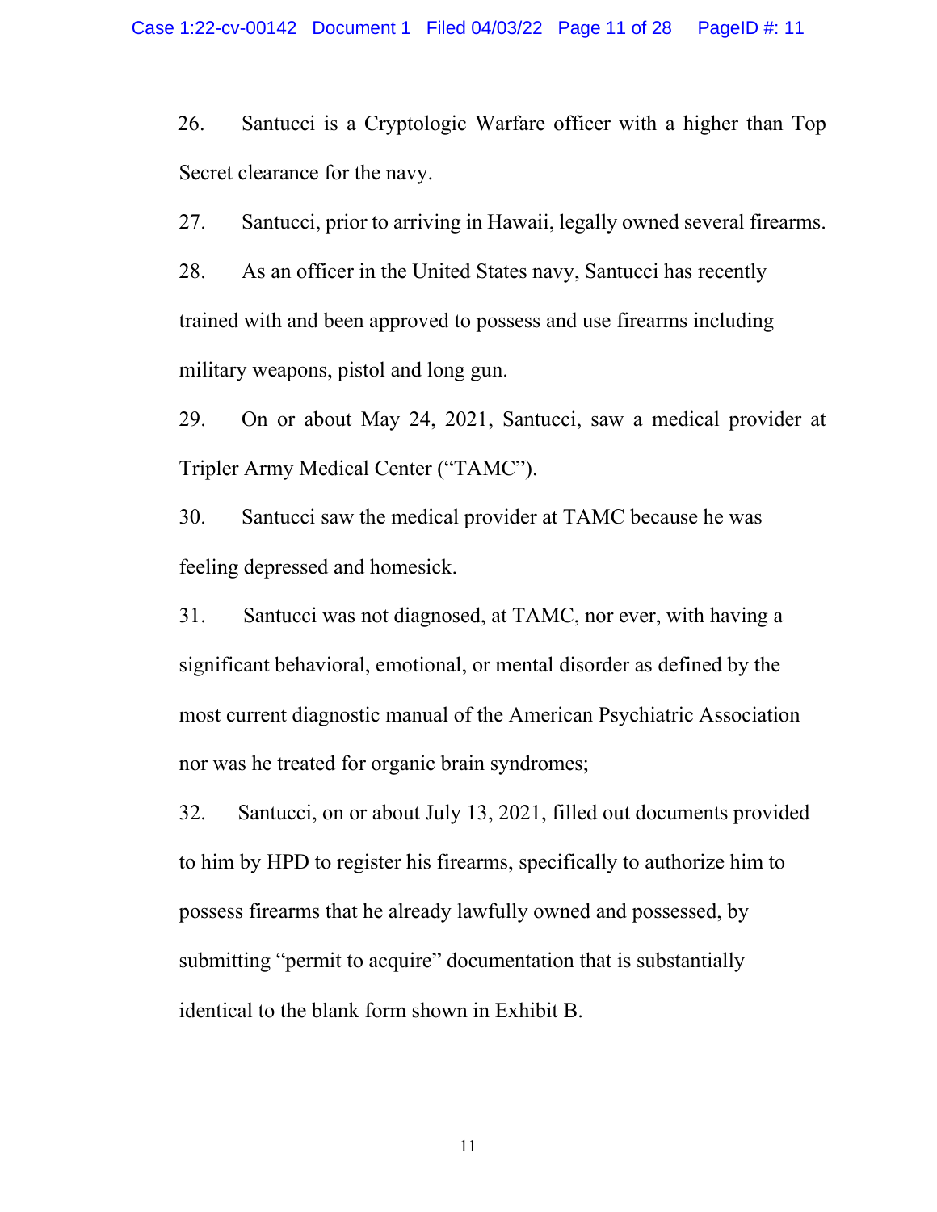26. Santucci is a Cryptologic Warfare officer with a higher than Top Secret clearance for the navy.

27. Santucci, prior to arriving in Hawaii, legally owned several firearms.

28. As an officer in the United States navy, Santucci has recently trained with and been approved to possess and use firearms including military weapons, pistol and long gun.

29. On or about May 24, 2021, Santucci, saw a medical provider at Tripler Army Medical Center ("TAMC").

30. Santucci saw the medical provider at TAMC because he was feeling depressed and homesick.

31. Santucci was not diagnosed, at TAMC, nor ever, with having a significant behavioral, emotional, or mental disorder as defined by the most current diagnostic manual of the American Psychiatric Association nor was he treated for organic brain syndromes;

32. Santucci, on or about July 13, 2021, filled out documents provided to him by HPD to register his firearms, specifically to authorize him to possess firearms that he already lawfully owned and possessed, by submitting "permit to acquire" documentation that is substantially identical to the blank form shown in Exhibit B.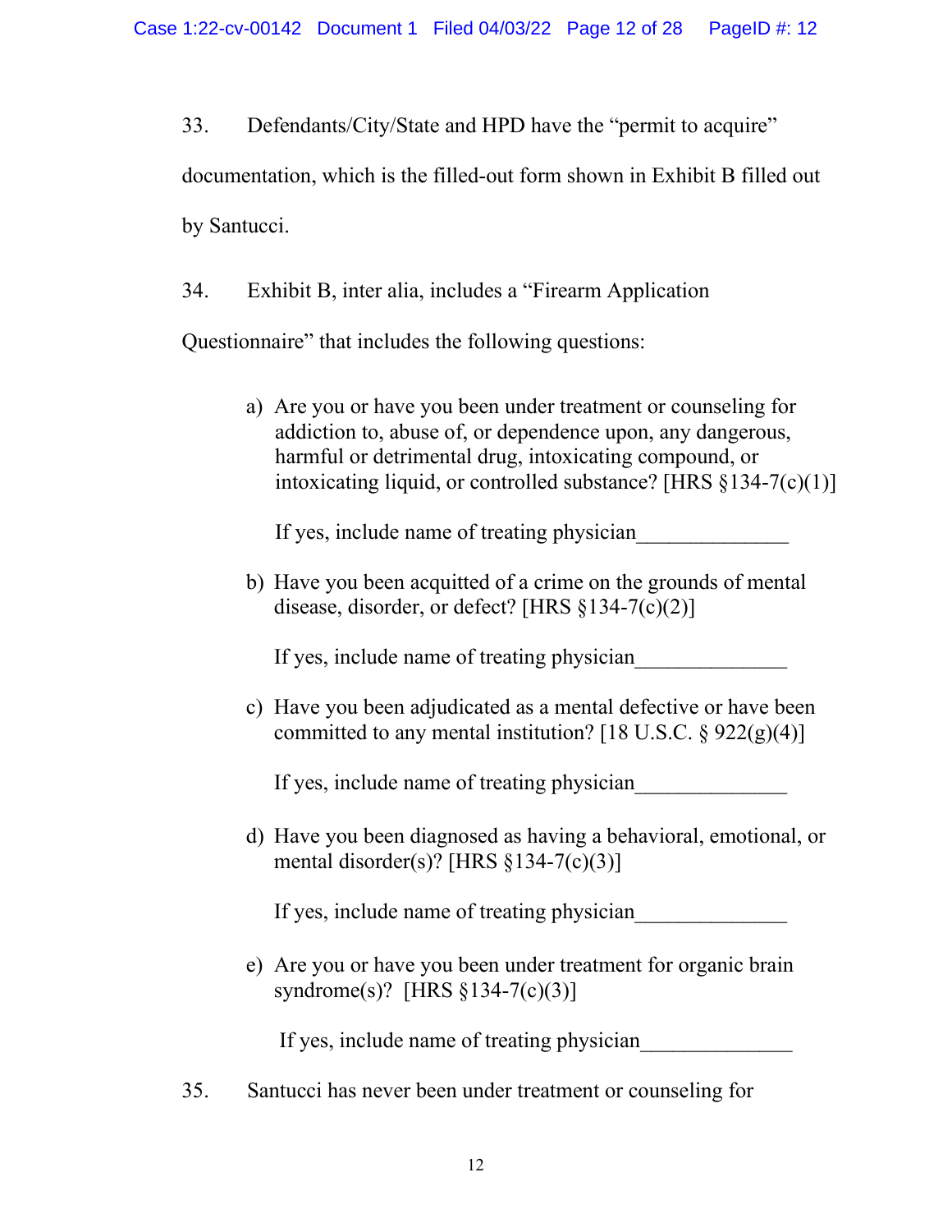33. Defendants/City/State and HPD have the "permit to acquire" documentation, which is the filled-out form shown in Exhibit B filled out by Santucci.

34. Exhibit B, inter alia, includes a "Firearm Application Questionnaire" that includes the following questions:

> a) Are you or have you been under treatment or counseling for addiction to, abuse of, or dependence upon, any dangerous, harmful or detrimental drug, intoxicating compound, or intoxicating liquid, or controlled substance? [HRS §134-7(c)(1)]
>
> If yes, include name of treating physician______________
>
> b) Have you been acquitted of a crime on the grounds of mental disease, disorder, or defect? [HRS §134-7(c)(2)]
>
> If yes, include name of treating physician______________
>
> c) Have you been adjudicated as a mental defective or have been committed to any mental institution? [18 U.S.C. § 922(g)(4)]
>
> If yes, include name of treating physician______________
>
> d) Have you been diagnosed as having a behavioral, emotional, or mental disorder(s)? [HRS §134-7(c)(3)]
>
> If yes, include name of treating physician______________
>
> e) Are you or have you been under treatment for organic brain syndrome(s)? [HRS §134-7(c)(3)]
>
> If yes, include name of treating physician______________

35. Santucci has never been under treatment or counseling for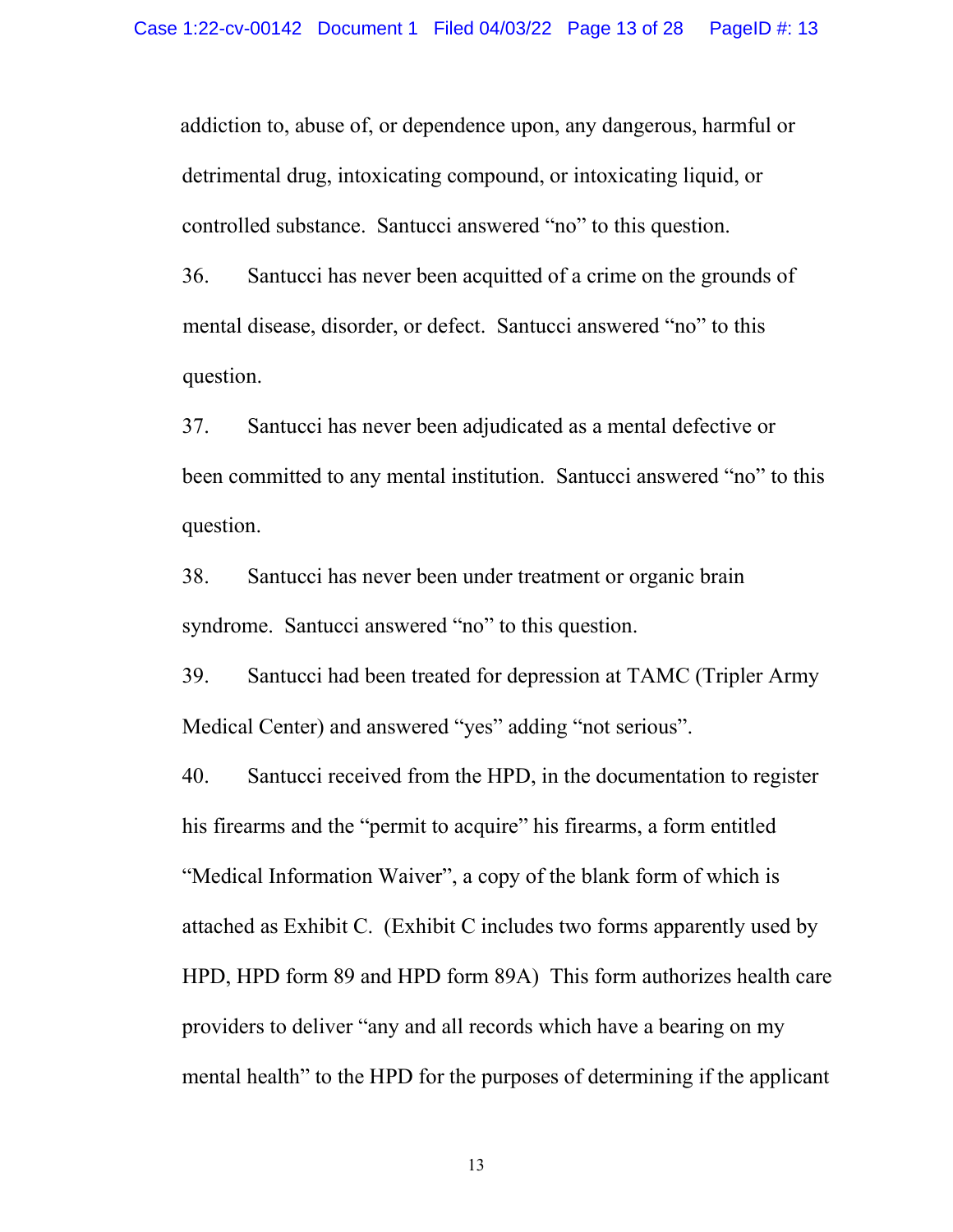addiction to, abuse of, or dependence upon, any dangerous, harmful or detrimental drug, intoxicating compound, or intoxicating liquid, or controlled substance. Santucci answered "no" to this question.

36. Santucci has never been acquitted of a crime on the grounds of mental disease, disorder, or defect. Santucci answered "no" to this question.

37. Santucci has never been adjudicated as a mental defective or been committed to any mental institution. Santucci answered "no" to this question.

38. Santucci has never been under treatment or organic brain syndrome. Santucci answered "no" to this question.

39. Santucci had been treated for depression at TAMC (Tripler Army Medical Center) and answered "yes" adding "not serious".

40. Santucci received from the HPD, in the documentation to register his firearms and the "permit to acquire" his firearms, a form entitled "Medical Information Waiver", a copy of the blank form of which is attached as Exhibit C. (Exhibit C includes two forms apparently used by HPD, HPD form 89 and HPD form 89A) This form authorizes health care providers to deliver "any and all records which have a bearing on my mental health" to the HPD for the purposes of determining if the applicant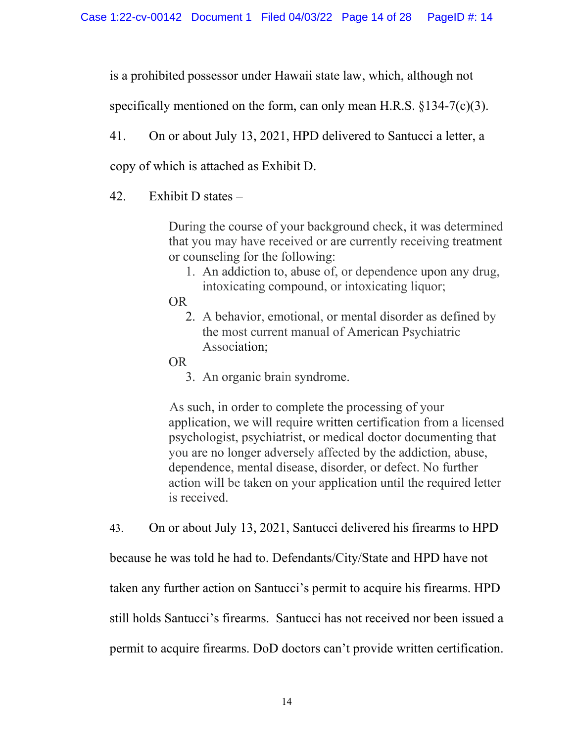is a prohibited possessor under Hawaii state law, which, although not specifically mentioned on the form, can only mean H.R.S. §134-7(c)(3).

41. On or about July 13, 2021, HPD delivered to Santucci a letter, a copy of which is attached as Exhibit D.

42. Exhibit D states –

> During the course of your background check, it was determined that you may have received or are currently receiving treatment or counseling for the following:
>
> 1. An addiction to, abuse of, or dependence upon any drug, intoxicating compound, or intoxicating liquor;
>
> OR
>
> 2. A behavior, emotional, or mental disorder as defined by the most current manual of American Psychiatric Association;
>
> OR
>
> 3. An organic brain syndrome.
>
> As such, in order to complete the processing of your application, we will require written certification from a licensed psychologist, psychiatrist, or medical doctor documenting that you are no longer adversely affected by the addiction, abuse, dependence, mental disease, disorder, or defect. No further action will be taken on your application until the required letter is received.

43. On or about July 13, 2021, Santucci delivered his firearms to HPD because he was told he had to. Defendants/City/State and HPD have not taken any further action on Santucci's permit to acquire his firearms. HPD still holds Santucci's firearms. Santucci has not received nor been issued a permit to acquire firearms. DoD doctors can't provide written certification.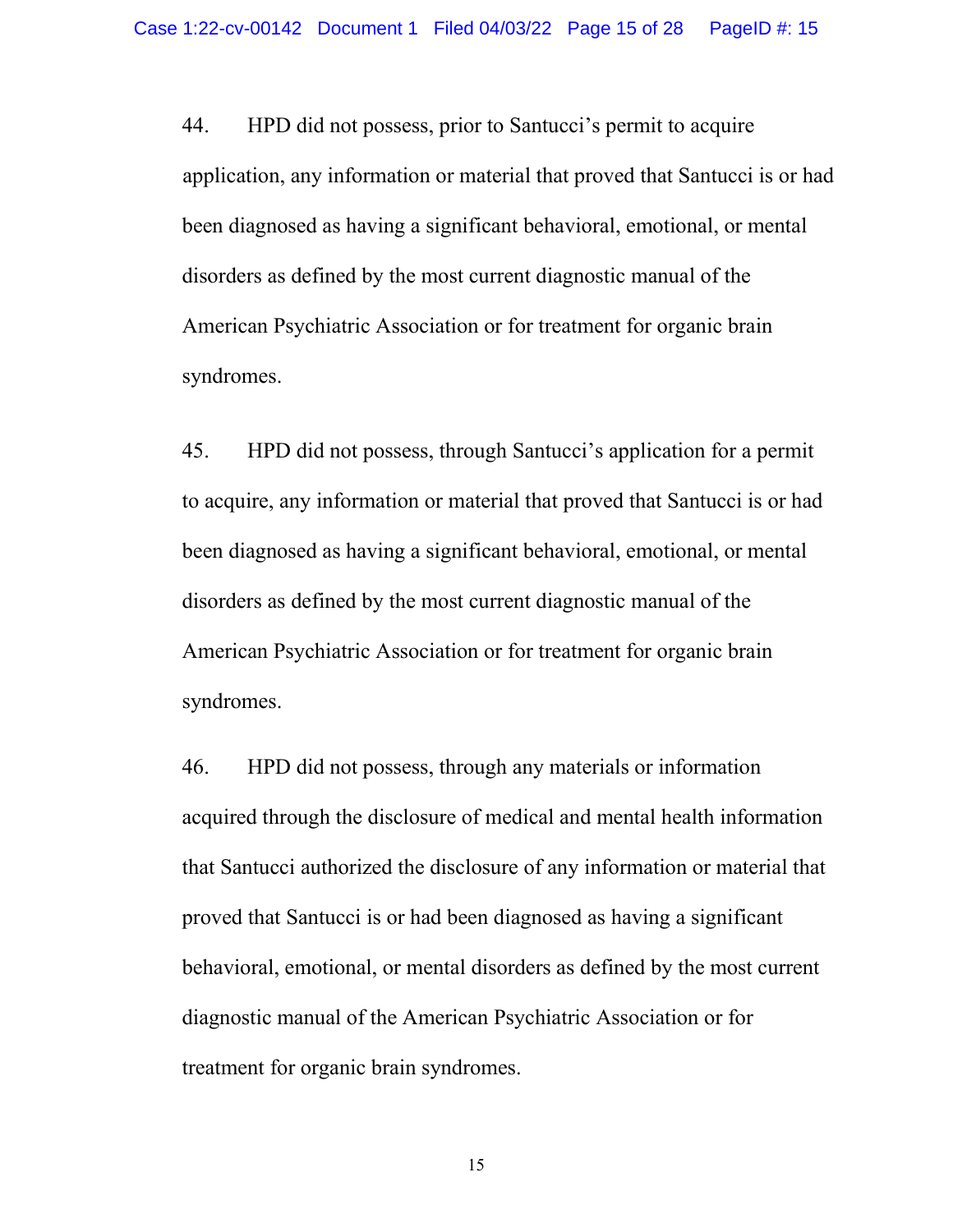44. HPD did not possess, prior to Santucci's permit to acquire application, any information or material that proved that Santucci is or had been diagnosed as having a significant behavioral, emotional, or mental disorders as defined by the most current diagnostic manual of the American Psychiatric Association or for treatment for organic brain syndromes.

45. HPD did not possess, through Santucci's application for a permit to acquire, any information or material that proved that Santucci is or had been diagnosed as having a significant behavioral, emotional, or mental disorders as defined by the most current diagnostic manual of the American Psychiatric Association or for treatment for organic brain syndromes.

46. HPD did not possess, through any materials or information acquired through the disclosure of medical and mental health information that Santucci authorized the disclosure of any information or material that proved that Santucci is or had been diagnosed as having a significant behavioral, emotional, or mental disorders as defined by the most current diagnostic manual of the American Psychiatric Association or for treatment for organic brain syndromes.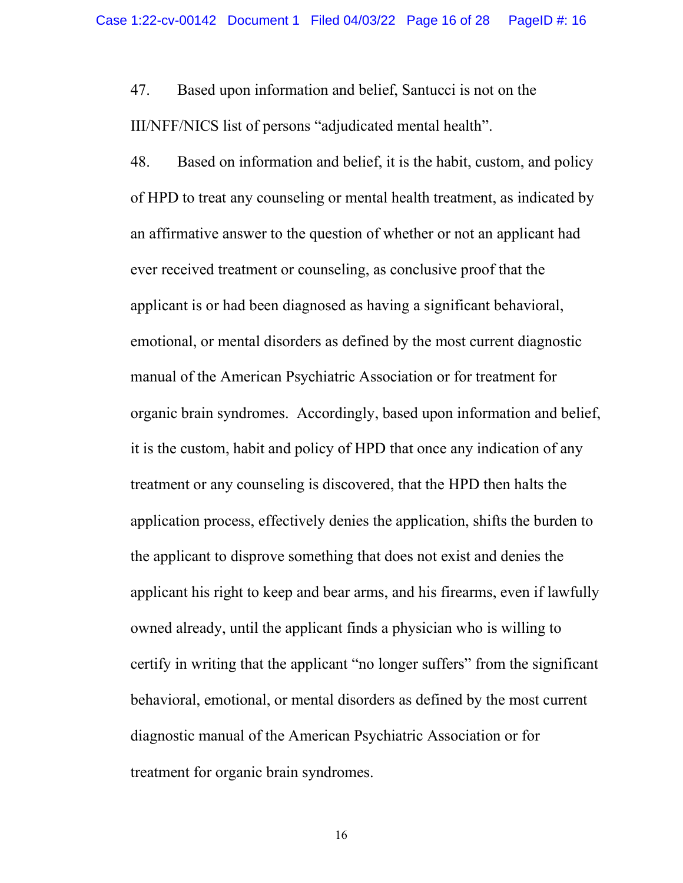47. Based upon information and belief, Santucci is not on the III/NFF/NICS list of persons "adjudicated mental health".

48. Based on information and belief, it is the habit, custom, and policy of HPD to treat any counseling or mental health treatment, as indicated by an affirmative answer to the question of whether or not an applicant had ever received treatment or counseling, as conclusive proof that the applicant is or had been diagnosed as having a significant behavioral, emotional, or mental disorders as defined by the most current diagnostic manual of the American Psychiatric Association or for treatment for organic brain syndromes. Accordingly, based upon information and belief, it is the custom, habit and policy of HPD that once any indication of any treatment or any counseling is discovered, that the HPD then halts the application process, effectively denies the application, shifts the burden to the applicant to disprove something that does not exist and denies the applicant his right to keep and bear arms, and his firearms, even if lawfully owned already, until the applicant finds a physician who is willing to certify in writing that the applicant "no longer suffers" from the significant behavioral, emotional, or mental disorders as defined by the most current diagnostic manual of the American Psychiatric Association or for treatment for organic brain syndromes.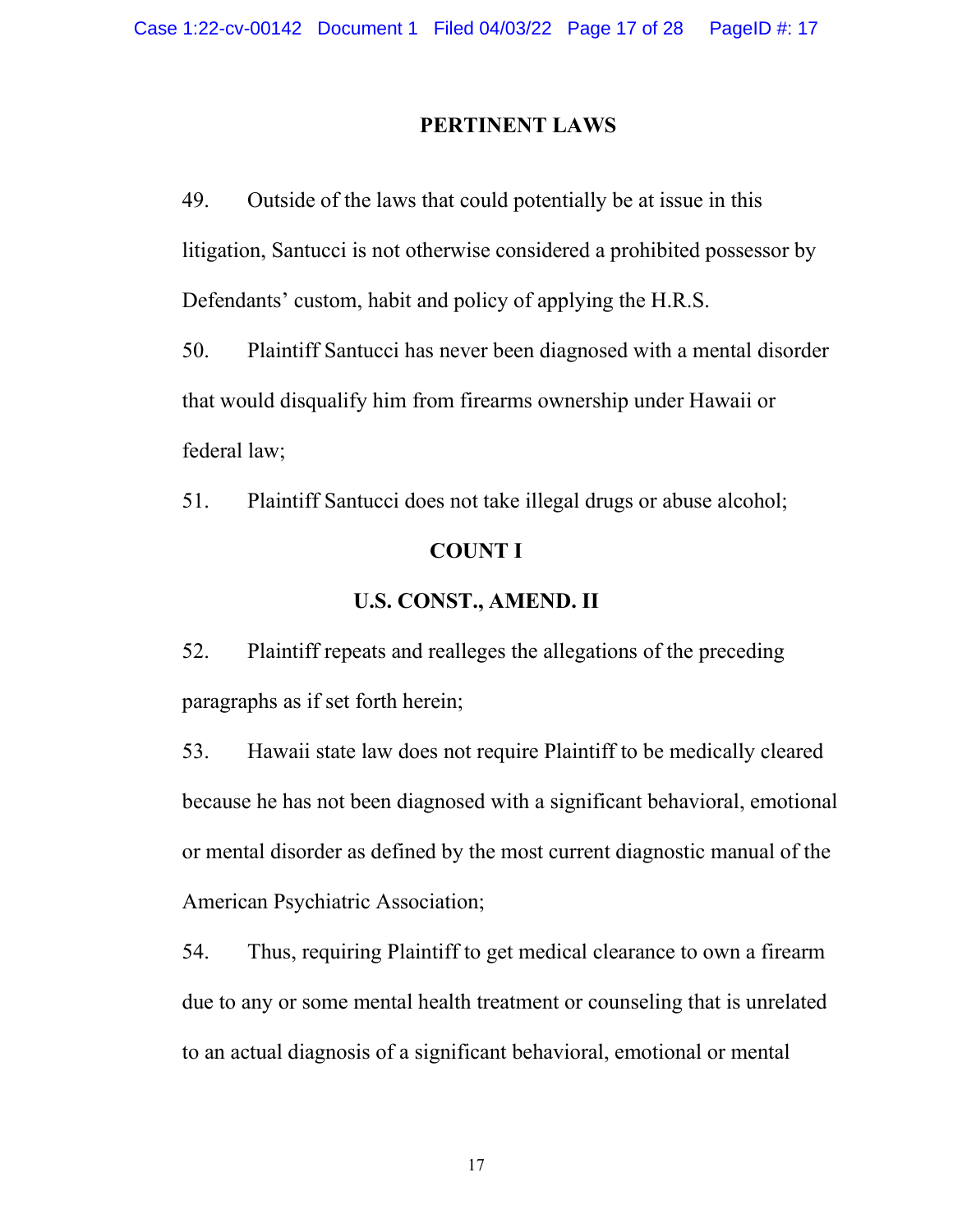## PERTINENT LAWS

49. Outside of the laws that could potentially be at issue in this litigation, Santucci is not otherwise considered a prohibited possessor by Defendants' custom, habit and policy of applying the H.R.S.

50. Plaintiff Santucci has never been diagnosed with a mental disorder that would disqualify him from firearms ownership under Hawaii or federal law;

51. Plaintiff Santucci does not take illegal drugs or abuse alcohol;

## COUNT I

## U.S. CONST., AMEND. II

52. Plaintiff repeats and realleges the allegations of the preceding paragraphs as if set forth herein;

53. Hawaii state law does not require Plaintiff to be medically cleared because he has not been diagnosed with a significant behavioral, emotional or mental disorder as defined by the most current diagnostic manual of the American Psychiatric Association;

54. Thus, requiring Plaintiff to get medical clearance to own a firearm due to any or some mental health treatment or counseling that is unrelated to an actual diagnosis of a significant behavioral, emotional or mental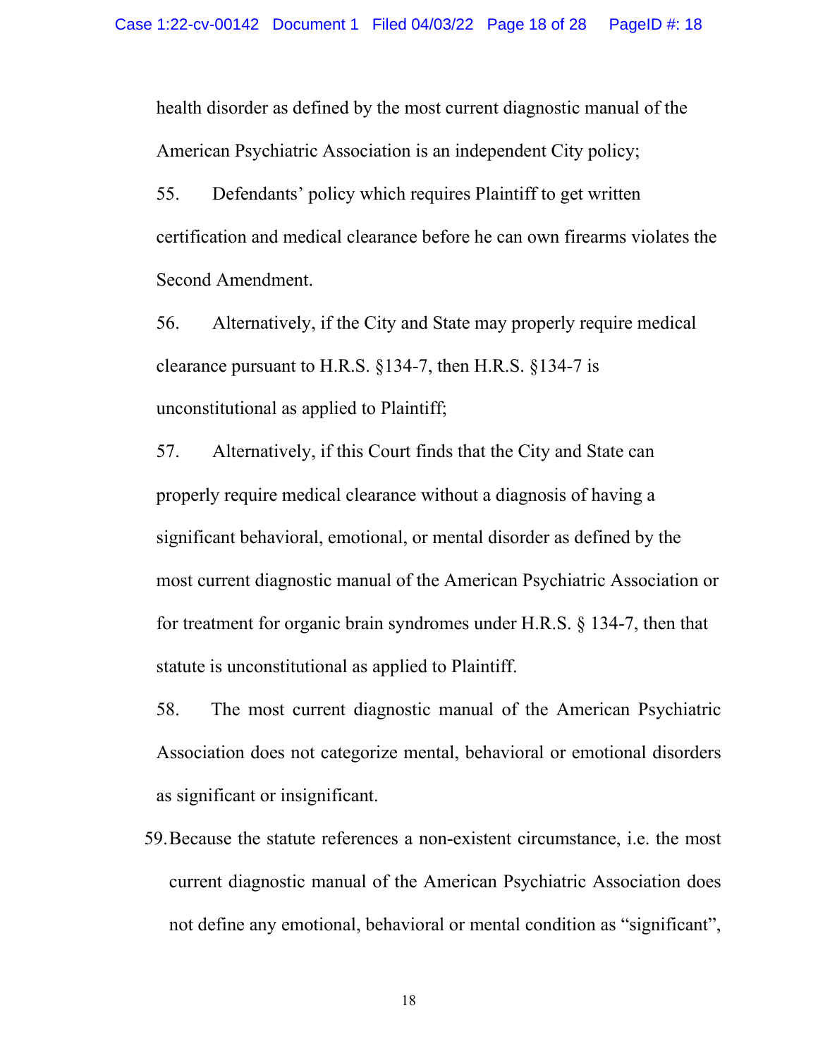health disorder as defined by the most current diagnostic manual of the American Psychiatric Association is an independent City policy;

55. Defendants' policy which requires Plaintiff to get written certification and medical clearance before he can own firearms violates the Second Amendment.

56. Alternatively, if the City and State may properly require medical clearance pursuant to H.R.S. §134-7, then H.R.S. §134-7 is unconstitutional as applied to Plaintiff;

57. Alternatively, if this Court finds that the City and State can properly require medical clearance without a diagnosis of having a significant behavioral, emotional, or mental disorder as defined by the most current diagnostic manual of the American Psychiatric Association or for treatment for organic brain syndromes under H.R.S. § 134-7, then that statute is unconstitutional as applied to Plaintiff.

58. The most current diagnostic manual of the American Psychiatric Association does not categorize mental, behavioral or emotional disorders as significant or insignificant.

59. Because the statute references a non-existent circumstance, i.e. the most current diagnostic manual of the American Psychiatric Association does not define any emotional, behavioral or mental condition as "significant",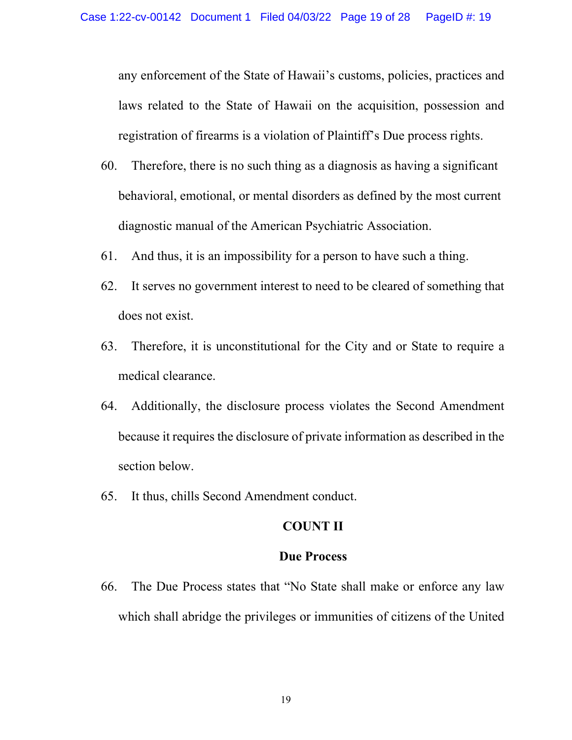any enforcement of the State of Hawaii's customs, policies, practices and laws related to the State of Hawaii on the acquisition, possession and registration of firearms is a violation of Plaintiff's Due process rights.

60. Therefore, there is no such thing as a diagnosis as having a significant behavioral, emotional, or mental disorders as defined by the most current diagnostic manual of the American Psychiatric Association.

61. And thus, it is an impossibility for a person to have such a thing.

62. It serves no government interest to need to be cleared of something that does not exist.

63. Therefore, it is unconstitutional for the City and or State to require a medical clearance.

64. Additionally, the disclosure process violates the Second Amendment because it requires the disclosure of private information as described in the section below.

65. It thus, chills Second Amendment conduct.

**COUNT II**

**Due Process**

66. The Due Process states that "No State shall make or enforce any law which shall abridge the privileges or immunities of citizens of the United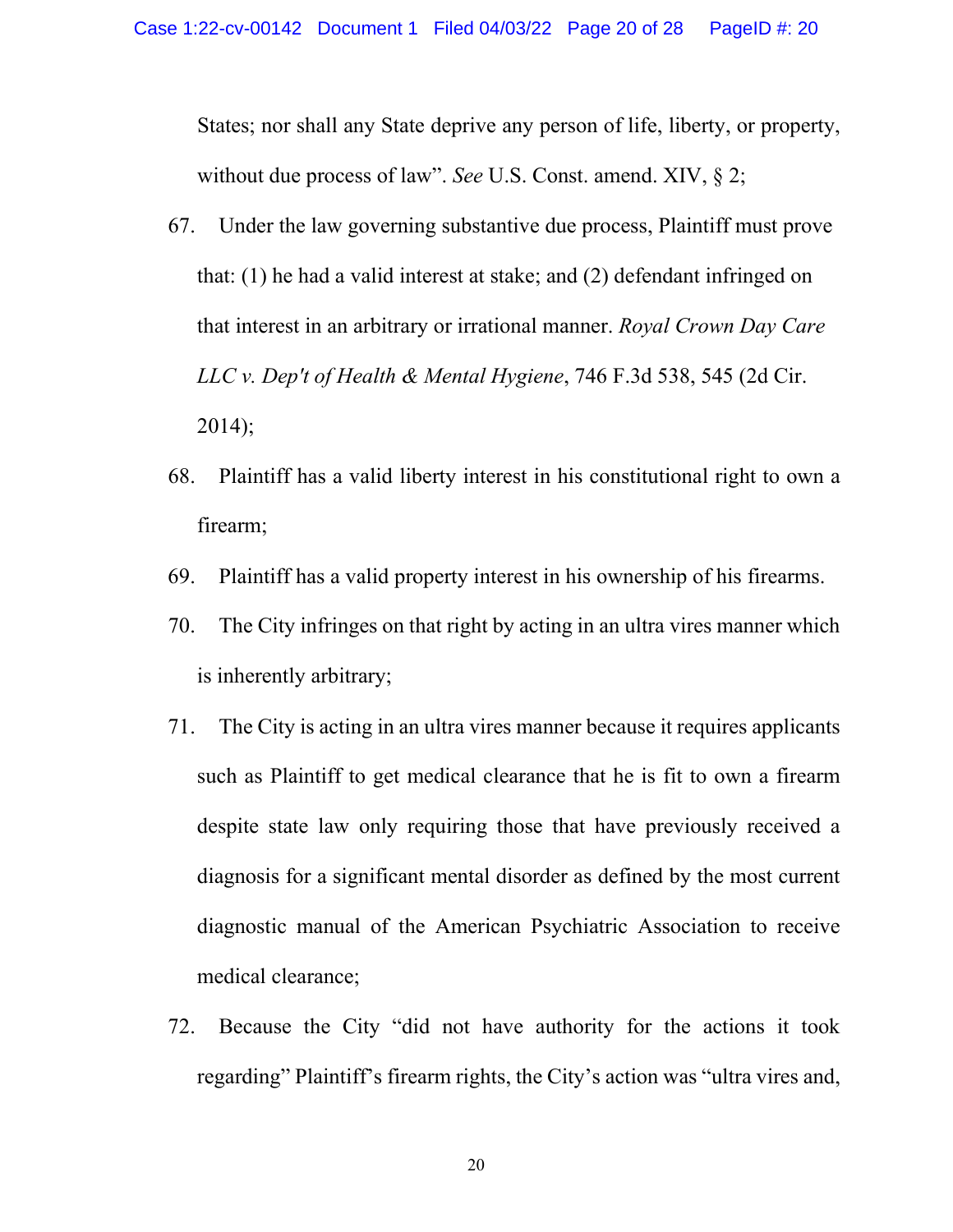States; nor shall any State deprive any person of life, liberty, or property, without due process of law". *See* U.S. Const. amend. XIV, § 2;

67. Under the law governing substantive due process, Plaintiff must prove that: (1) he had a valid interest at stake; and (2) defendant infringed on that interest in an arbitrary or irrational manner. *Royal Crown Day Care LLC v. Dep't of Health & Mental Hygiene*, 746 F.3d 538, 545 (2d Cir. 2014);

68. Plaintiff has a valid liberty interest in his constitutional right to own a firearm;

69. Plaintiff has a valid property interest in his ownership of his firearms.

70. The City infringes on that right by acting in an ultra vires manner which is inherently arbitrary;

71. The City is acting in an ultra vires manner because it requires applicants such as Plaintiff to get medical clearance that he is fit to own a firearm despite state law only requiring those that have previously received a diagnosis for a significant mental disorder as defined by the most current diagnostic manual of the American Psychiatric Association to receive medical clearance;

72. Because the City "did not have authority for the actions it took regarding" Plaintiff's firearm rights, the City's action was "ultra vires and,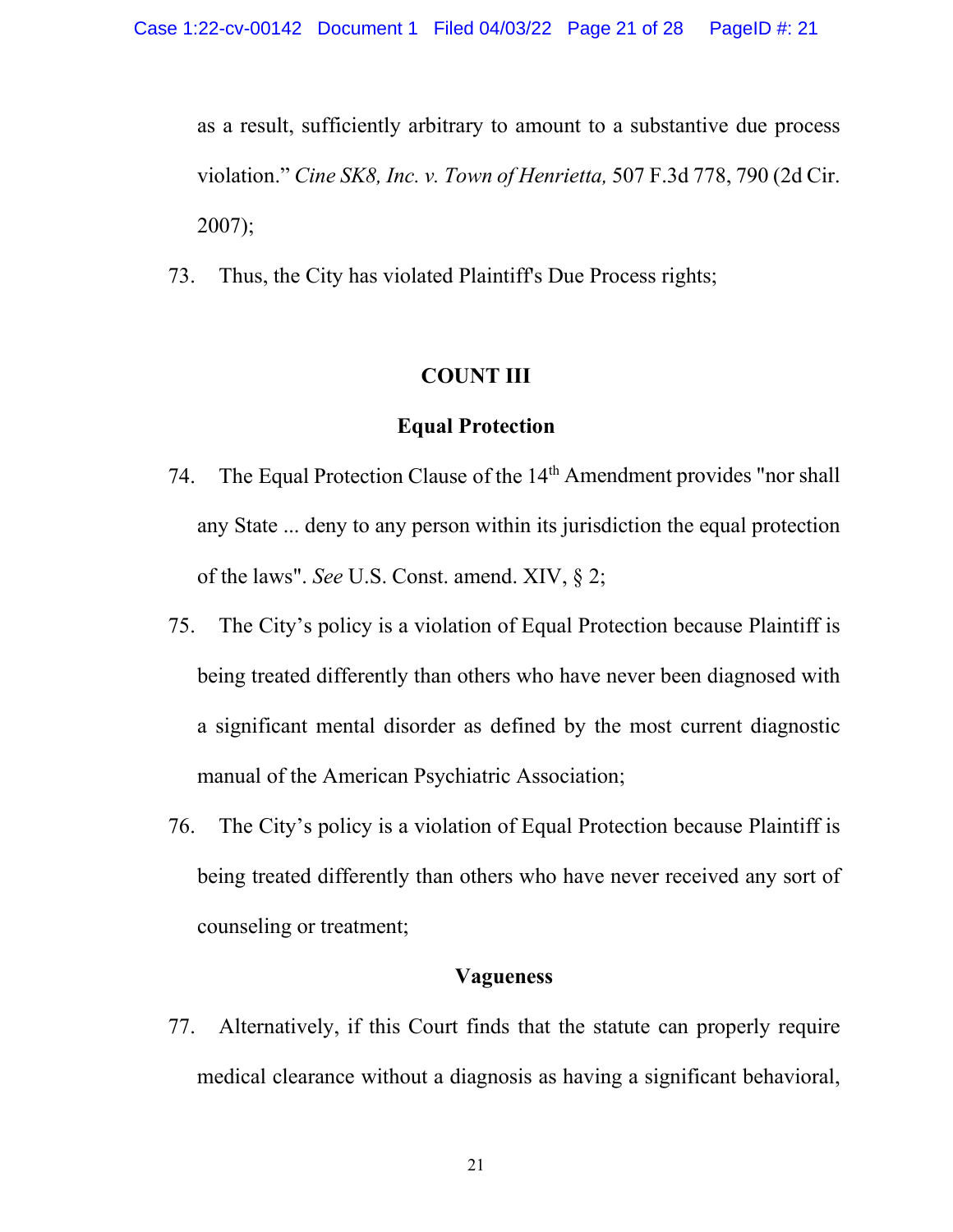as a result, sufficiently arbitrary to amount to a substantive due process violation." *Cine SK8, Inc. v. Town of Henrietta,* 507 F.3d 778, 790 (2d Cir. 2007);

73. Thus, the City has violated Plaintiff's Due Process rights;

## COUNT III

### Equal Protection

74. The Equal Protection Clause of the 14th Amendment provides "nor shall any State ... deny to any person within its jurisdiction the equal protection of the laws". *See* U.S. Const. amend. XIV, § 2;

75. The City's policy is a violation of Equal Protection because Plaintiff is being treated differently than others who have never been diagnosed with a significant mental disorder as defined by the most current diagnostic manual of the American Psychiatric Association;

76. The City's policy is a violation of Equal Protection because Plaintiff is being treated differently than others who have never received any sort of counseling or treatment;

### Vagueness

77. Alternatively, if this Court finds that the statute can properly require medical clearance without a diagnosis as having a significant behavioral,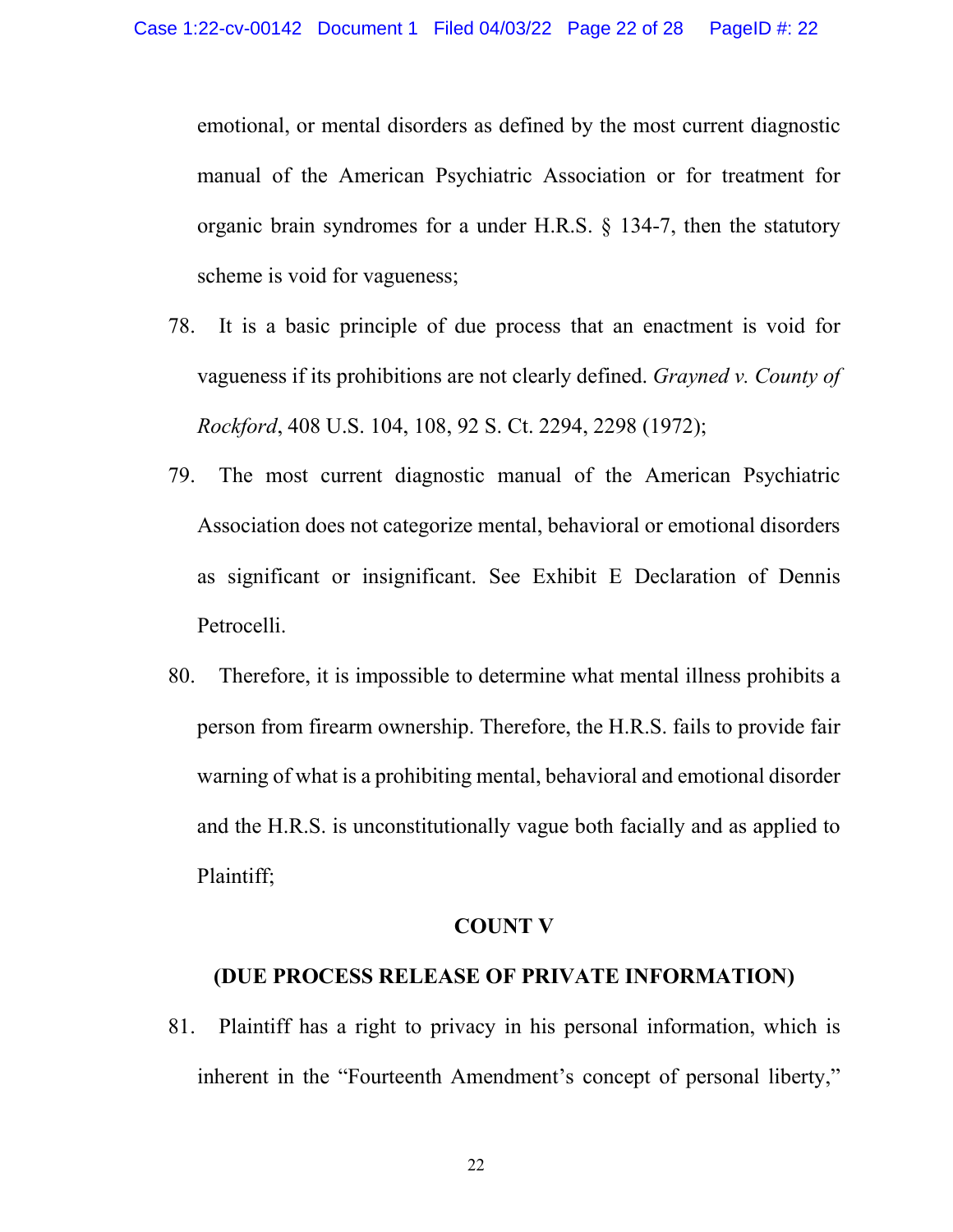emotional, or mental disorders as defined by the most current diagnostic manual of the American Psychiatric Association or for treatment for organic brain syndromes for a under H.R.S. § 134-7, then the statutory scheme is void for vagueness;

78. It is a basic principle of due process that an enactment is void for vagueness if its prohibitions are not clearly defined. *Grayned v. County of Rockford*, 408 U.S. 104, 108, 92 S. Ct. 2294, 2298 (1972);

79. The most current diagnostic manual of the American Psychiatric Association does not categorize mental, behavioral or emotional disorders as significant or insignificant. See Exhibit E Declaration of Dennis Petrocelli.

80. Therefore, it is impossible to determine what mental illness prohibits a person from firearm ownership. Therefore, the H.R.S. fails to provide fair warning of what is a prohibiting mental, behavioral and emotional disorder and the H.R.S. is unconstitutionally vague both facially and as applied to Plaintiff;

**COUNT V**

**(DUE PROCESS RELEASE OF PRIVATE INFORMATION)**

81. Plaintiff has a right to privacy in his personal information, which is inherent in the "Fourteenth Amendment's concept of personal liberty,"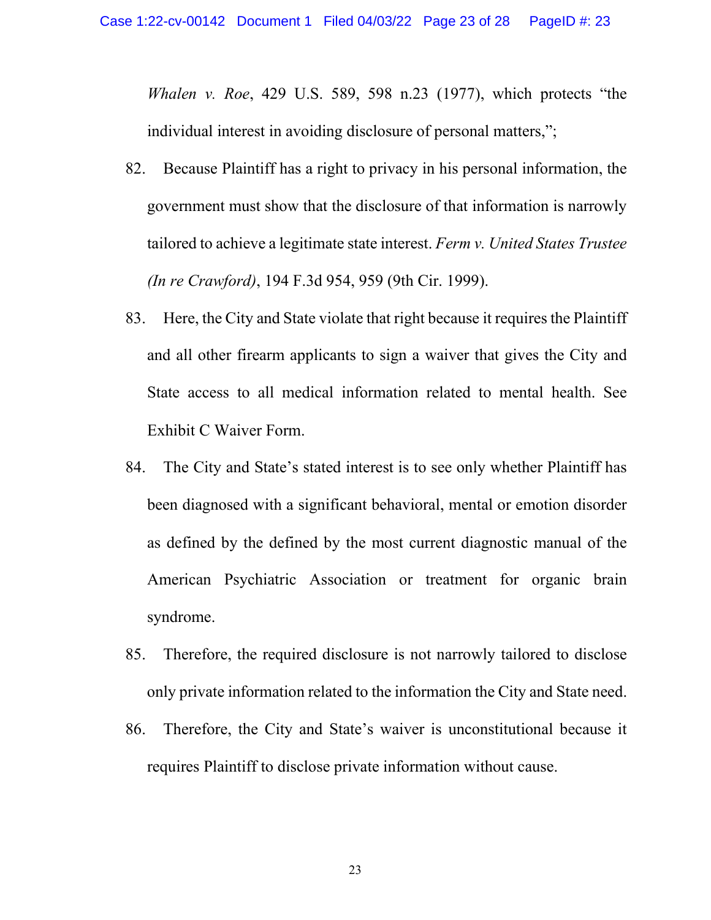*Whalen v. Roe*, 429 U.S. 589, 598 n.23 (1977), which protects "the individual interest in avoiding disclosure of personal matters,";

82. Because Plaintiff has a right to privacy in his personal information, the government must show that the disclosure of that information is narrowly tailored to achieve a legitimate state interest. *Ferm v. United States Trustee (In re Crawford)*, 194 F.3d 954, 959 (9th Cir. 1999).

83. Here, the City and State violate that right because it requires the Plaintiff and all other firearm applicants to sign a waiver that gives the City and State access to all medical information related to mental health. See Exhibit C Waiver Form.

84. The City and State's stated interest is to see only whether Plaintiff has been diagnosed with a significant behavioral, mental or emotion disorder as defined by the defined by the most current diagnostic manual of the American Psychiatric Association or treatment for organic brain syndrome.

85. Therefore, the required disclosure is not narrowly tailored to disclose only private information related to the information the City and State need.

86. Therefore, the City and State's waiver is unconstitutional because it requires Plaintiff to disclose private information without cause.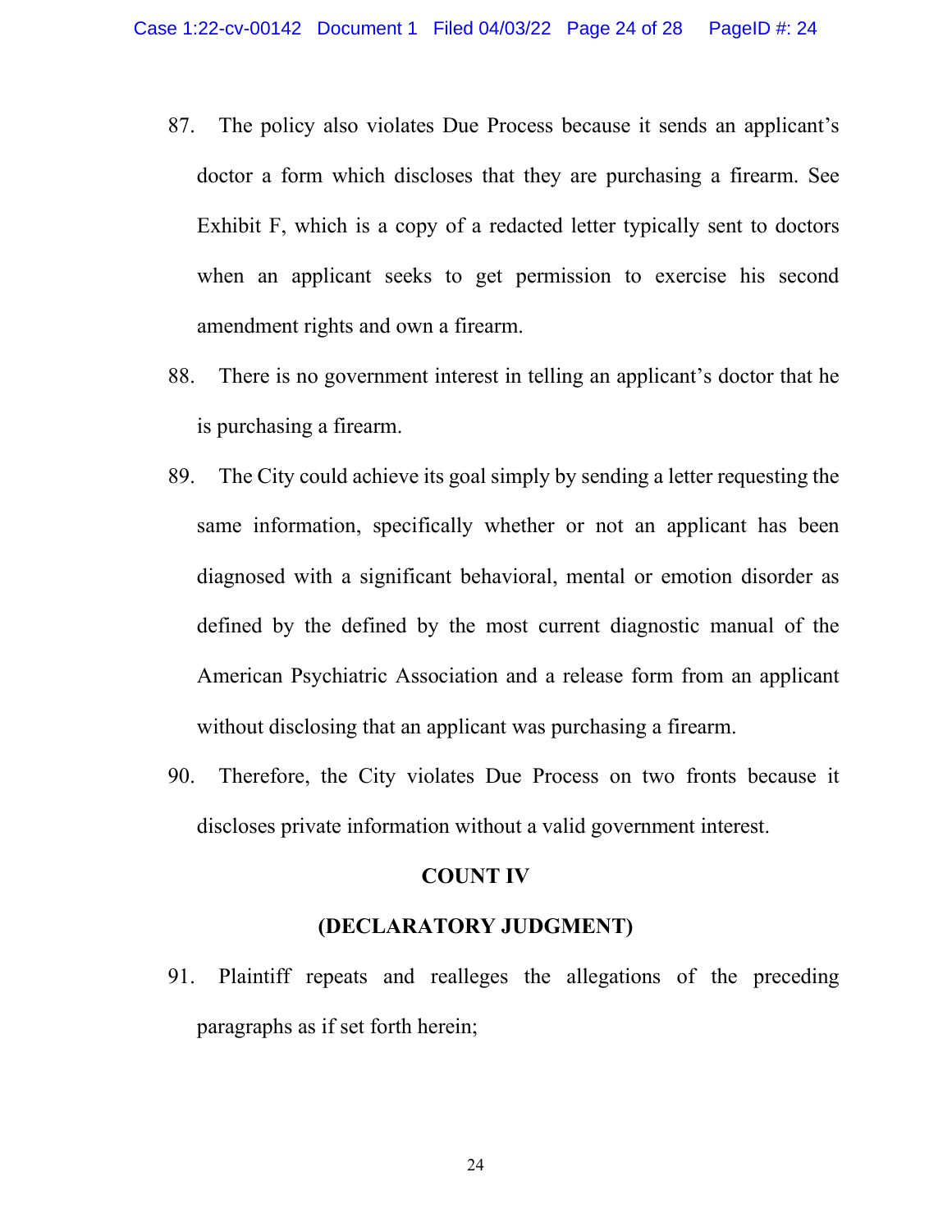87. The policy also violates Due Process because it sends an applicant's doctor a form which discloses that they are purchasing a firearm. See Exhibit F, which is a copy of a redacted letter typically sent to doctors when an applicant seeks to get permission to exercise his second amendment rights and own a firearm.

88. There is no government interest in telling an applicant's doctor that he is purchasing a firearm.

89. The City could achieve its goal simply by sending a letter requesting the same information, specifically whether or not an applicant has been diagnosed with a significant behavioral, mental or emotion disorder as defined by the defined by the most current diagnostic manual of the American Psychiatric Association and a release form from an applicant without disclosing that an applicant was purchasing a firearm.

90. Therefore, the City violates Due Process on two fronts because it discloses private information without a valid government interest.

**COUNT IV**

**(DECLARATORY JUDGMENT)**

91. Plaintiff repeats and realleges the allegations of the preceding paragraphs as if set forth herein;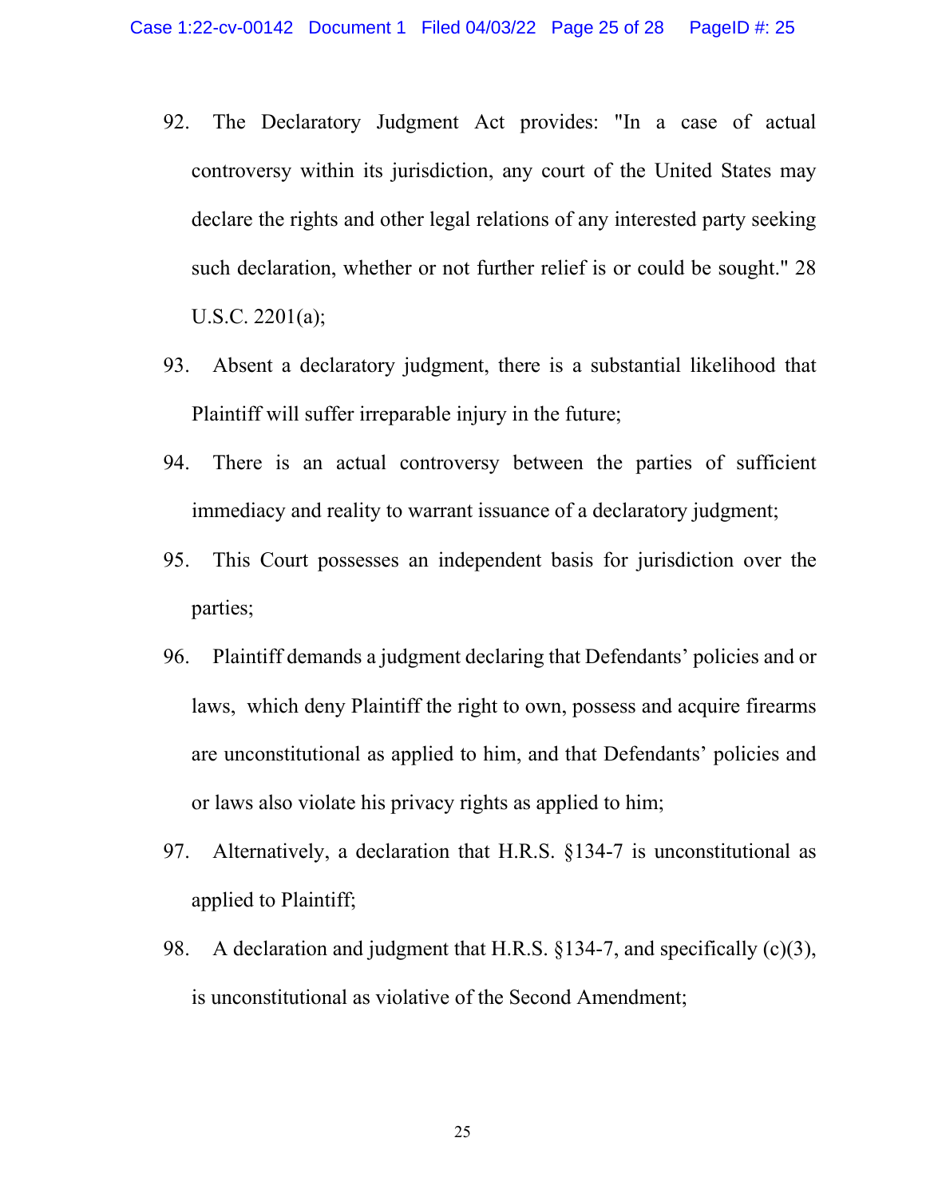92. The Declaratory Judgment Act provides: "In a case of actual controversy within its jurisdiction, any court of the United States may declare the rights and other legal relations of any interested party seeking such declaration, whether or not further relief is or could be sought." 28 U.S.C. 2201(a);

93. Absent a declaratory judgment, there is a substantial likelihood that Plaintiff will suffer irreparable injury in the future;

94. There is an actual controversy between the parties of sufficient immediacy and reality to warrant issuance of a declaratory judgment;

95. This Court possesses an independent basis for jurisdiction over the parties;

96. Plaintiff demands a judgment declaring that Defendants' policies and or laws, which deny Plaintiff the right to own, possess and acquire firearms are unconstitutional as applied to him, and that Defendants' policies and or laws also violate his privacy rights as applied to him;

97. Alternatively, a declaration that H.R.S. §134-7 is unconstitutional as applied to Plaintiff;

98. A declaration and judgment that H.R.S. §134-7, and specifically (c)(3), is unconstitutional as violative of the Second Amendment;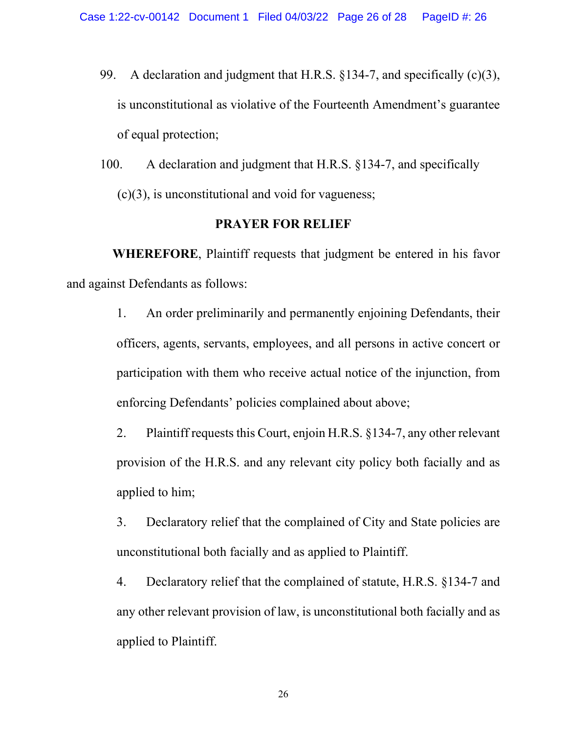99. A declaration and judgment that H.R.S. §134-7, and specifically (c)(3), is unconstitutional as violative of the Fourteenth Amendment's guarantee of equal protection;

100. A declaration and judgment that H.R.S. §134-7, and specifically (c)(3), is unconstitutional and void for vagueness;

## PRAYER FOR RELIEF

**WHEREFORE**, Plaintiff requests that judgment be entered in his favor and against Defendants as follows:

1. An order preliminarily and permanently enjoining Defendants, their officers, agents, servants, employees, and all persons in active concert or participation with them who receive actual notice of the injunction, from enforcing Defendants' policies complained about above;

2. Plaintiff requests this Court, enjoin H.R.S. §134-7, any other relevant provision of the H.R.S. and any relevant city policy both facially and as applied to him;

3. Declaratory relief that the complained of City and State policies are unconstitutional both facially and as applied to Plaintiff.

4. Declaratory relief that the complained of statute, H.R.S. §134-7 and any other relevant provision of law, is unconstitutional both facially and as applied to Plaintiff.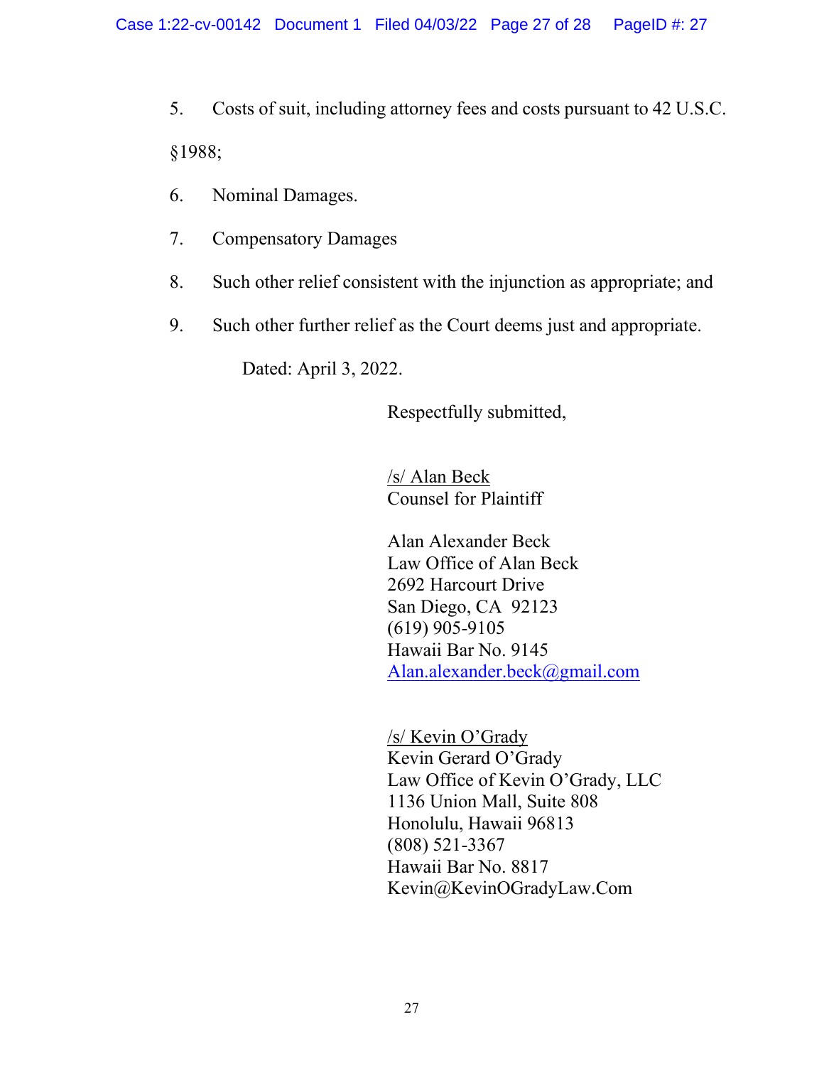5. Costs of suit, including attorney fees and costs pursuant to 42 U.S.C. §1988;

6. Nominal Damages.

7. Compensatory Damages

8. Such other relief consistent with the injunction as appropriate; and

9. Such other further relief as the Court deems just and appropriate.

Dated: April 3, 2022.

Respectfully submitted,

/s/ Alan Beck
Counsel for Plaintiff

Alan Alexander Beck
Law Office of Alan Beck
2692 Harcourt Drive
San Diego, CA 92123
(619) 905-9105
Hawaii Bar No. 9145
Alan.alexander.beck@gmail.com

/s/ Kevin O'Grady
Kevin Gerard O'Grady
Law Office of Kevin O'Grady, LLC
1136 Union Mall, Suite 808
Honolulu, Hawaii 96813
(808) 521-3367
Hawaii Bar No. 8817
Kevin@KevinOGradyLaw.Com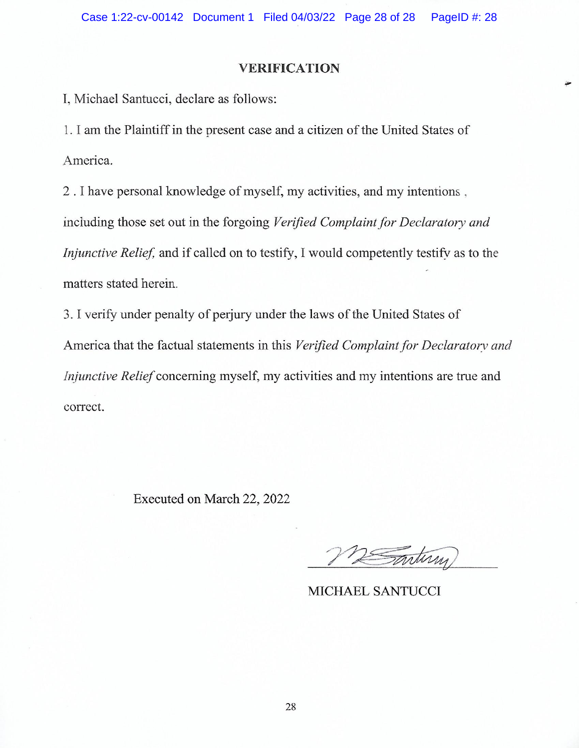## VERIFICATION

I, Michael Santucci, declare as follows:

1. I am the Plaintiff in the present case and a citizen of the United States of America.

2 . I have personal knowledge of myself, my activities, and my intentions , including those set out in the forgoing *Verified Complaint for Declaratory and Injunctive Relief,* and if called on to testify, I would competently testify as to the matters stated herein.

3. I verify under penalty of perjury under the laws of the United States of America that the factual statements in this *Verified Complaint for Declaratory and Injunctive Relief* concerning myself, my activities and my intentions are true and correct.

Executed on March 22, 2022

MICHAEL SANTUCCI